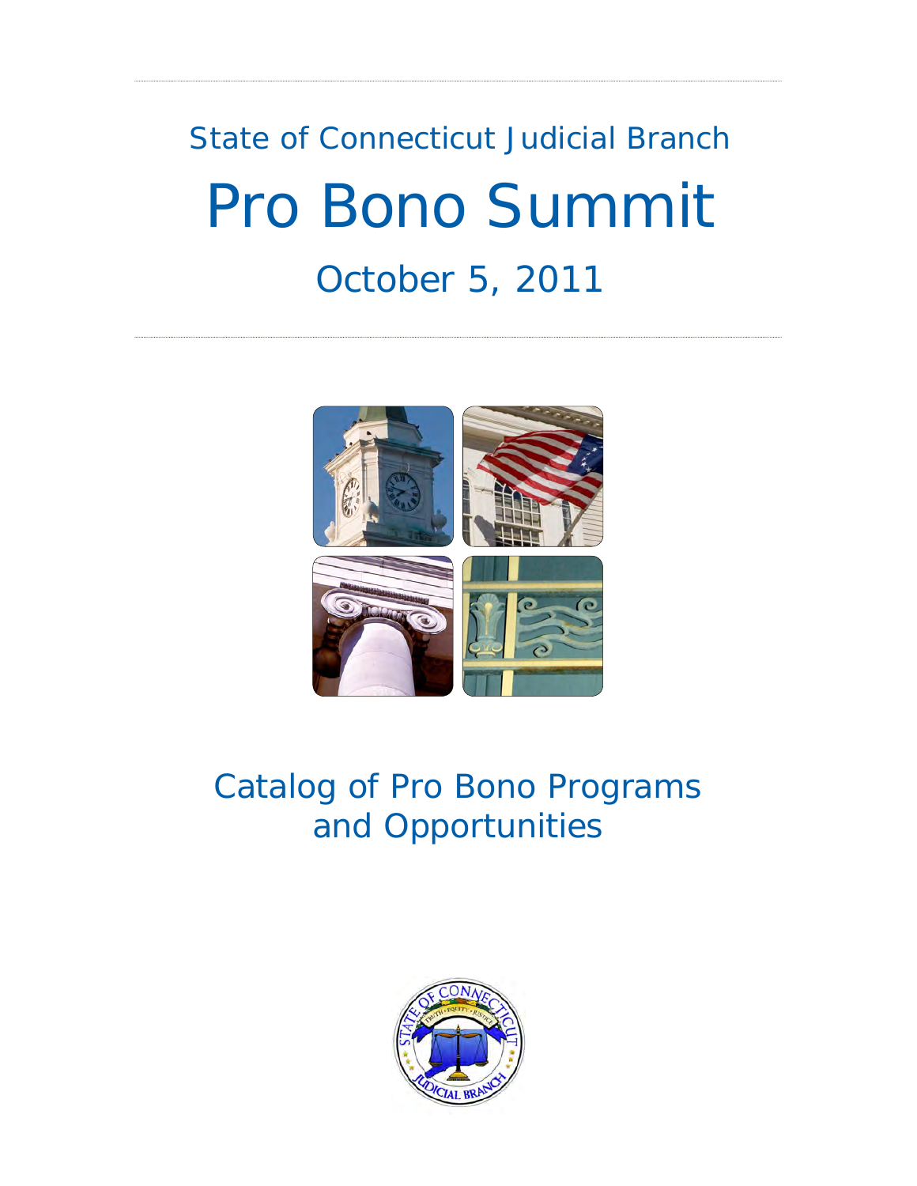State of Connecticut Judicial Branch

# Pro Bono Summit

## October 5, 2011

## Catalog of Pro Bono Programs and Opportunities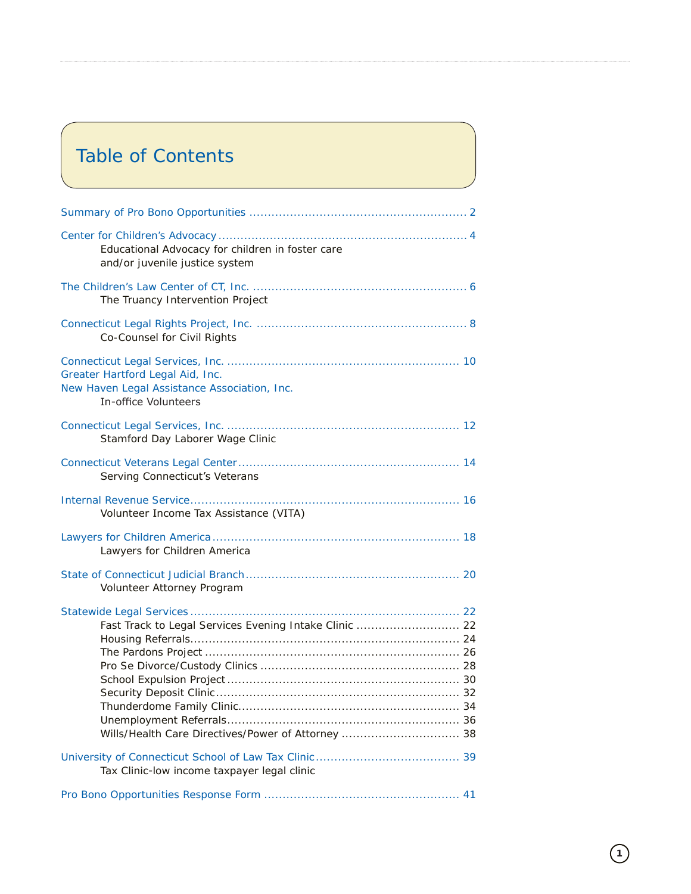# Table of Contents

Summary of Pro Bono Opportunities .......................................................... 2

Center for Children's Advocacy .................................................................... 4
    Educational Advocacy for children in foster care
    and/or juvenile justice system

The Children's Law Center of CT, Inc. ......................................................... 6
    The Truancy Intervention Project

Connecticut Legal Rights Project, Inc. ......................................................... 8
    Co-Counsel for Civil Rights

Connecticut Legal Services, Inc. ............................................................... 10
Greater Hartford Legal Aid, Inc.
New Haven Legal Assistance Association, Inc.
    In-office Volunteers

Connecticut Legal Services, Inc. ............................................................... 12
    Stamford Day Laborer Wage Clinic

Connecticut Veterans Legal Center ........................................................... 14
    Serving Connecticut's Veterans

Internal Revenue Service ......................................................................... 16
    Volunteer Income Tax Assistance (VITA)

Lawyers for Children America .................................................................. 18
    Lawyers for Children America

State of Connecticut Judicial Branch ......................................................... 20
    Volunteer Attorney Program

Statewide Legal Services ......................................................................... 22
    Fast Track to Legal Services Evening Intake Clinic ............................ 22
    Housing Referrals ........................................................................ 24
    The Pardons Project .................................................................... 26
    Pro Se Divorce/Custody Clinics ..................................................... 28
    School Expulsion Project .............................................................. 30
    Security Deposit Clinic ................................................................. 32
    Thunderdome Family Clinic ........................................................... 34
    Unemployment Referrals .............................................................. 36
    Wills/Health Care Directives/Power of Attorney ................................ 38

University of Connecticut School of Law Tax Clinic ....................................... 39
    Tax Clinic-low income taxpayer legal clinic

Pro Bono Opportunities Response Form ..................................................... 41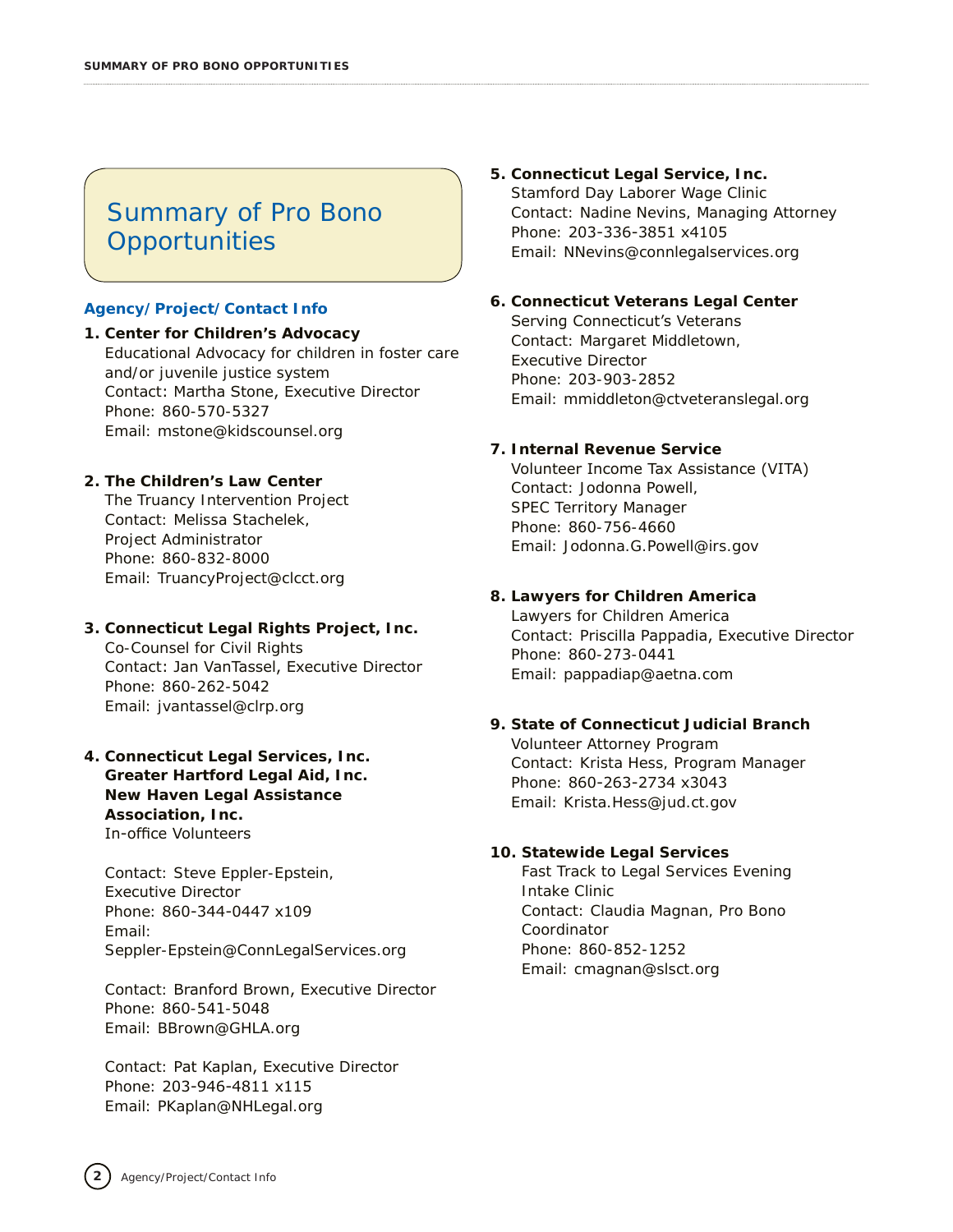# Summary of Pro Bono Opportunities

### Agency/Project/Contact Info

**1. Center for Children's Advocacy**
Educational Advocacy for children in foster care and/or juvenile justice system
Contact: Martha Stone, Executive Director
Phone: 860-570-5327
Email: mstone@kidscounsel.org

**2. The Children's Law Center**
The Truancy Intervention Project
Contact: Melissa Stachelek, Project Administrator
Phone: 860-832-8000
Email: TruancyProject@clcct.org

**3. Connecticut Legal Rights Project, Inc.**
Co-Counsel for Civil Rights
Contact: Jan VanTassel, Executive Director
Phone: 860-262-5042
Email: jvantassel@clrp.org

**4. Connecticut Legal Services, Inc.
Greater Hartford Legal Aid, Inc.
New Haven Legal Assistance Association, Inc.**
In-office Volunteers

Contact: Steve Eppler-Epstein, Executive Director
Phone: 860-344-0447 x109
Email: Seppler-Epstein@ConnLegalServices.org

Contact: Branford Brown, Executive Director
Phone: 860-541-5048
Email: BBrown@GHLA.org

Contact: Pat Kaplan, Executive Director
Phone: 203-946-4811 x115
Email: PKaplan@NHLegal.org

**5. Connecticut Legal Service, Inc.**
Stamford Day Laborer Wage Clinic
Contact: Nadine Nevins, Managing Attorney
Phone: 203-336-3851 x4105
Email: NNevins@connlegalservices.org

**6. Connecticut Veterans Legal Center**
Serving Connecticut's Veterans
Contact: Margaret Middletown, Executive Director
Phone: 203-903-2852
Email: mmiddleton@ctveteranslegal.org

**7. Internal Revenue Service**
Volunteer Income Tax Assistance (VITA)
Contact: Jodonna Powell, SPEC Territory Manager
Phone: 860-756-4660
Email: Jodonna.G.Powell@irs.gov

**8. Lawyers for Children America**
Lawyers for Children America
Contact: Priscilla Pappadia, Executive Director
Phone: 860-273-0441
Email: pappadiap@aetna.com

**9. State of Connecticut Judicial Branch**
Volunteer Attorney Program
Contact: Krista Hess, Program Manager
Phone: 860-263-2734 x3043
Email: Krista.Hess@jud.ct.gov

**10. Statewide Legal Services**
Fast Track to Legal Services Evening Intake Clinic
Contact: Claudia Magnan, Pro Bono Coordinator
Phone: 860-852-1252
Email: cmagnan@slsct.org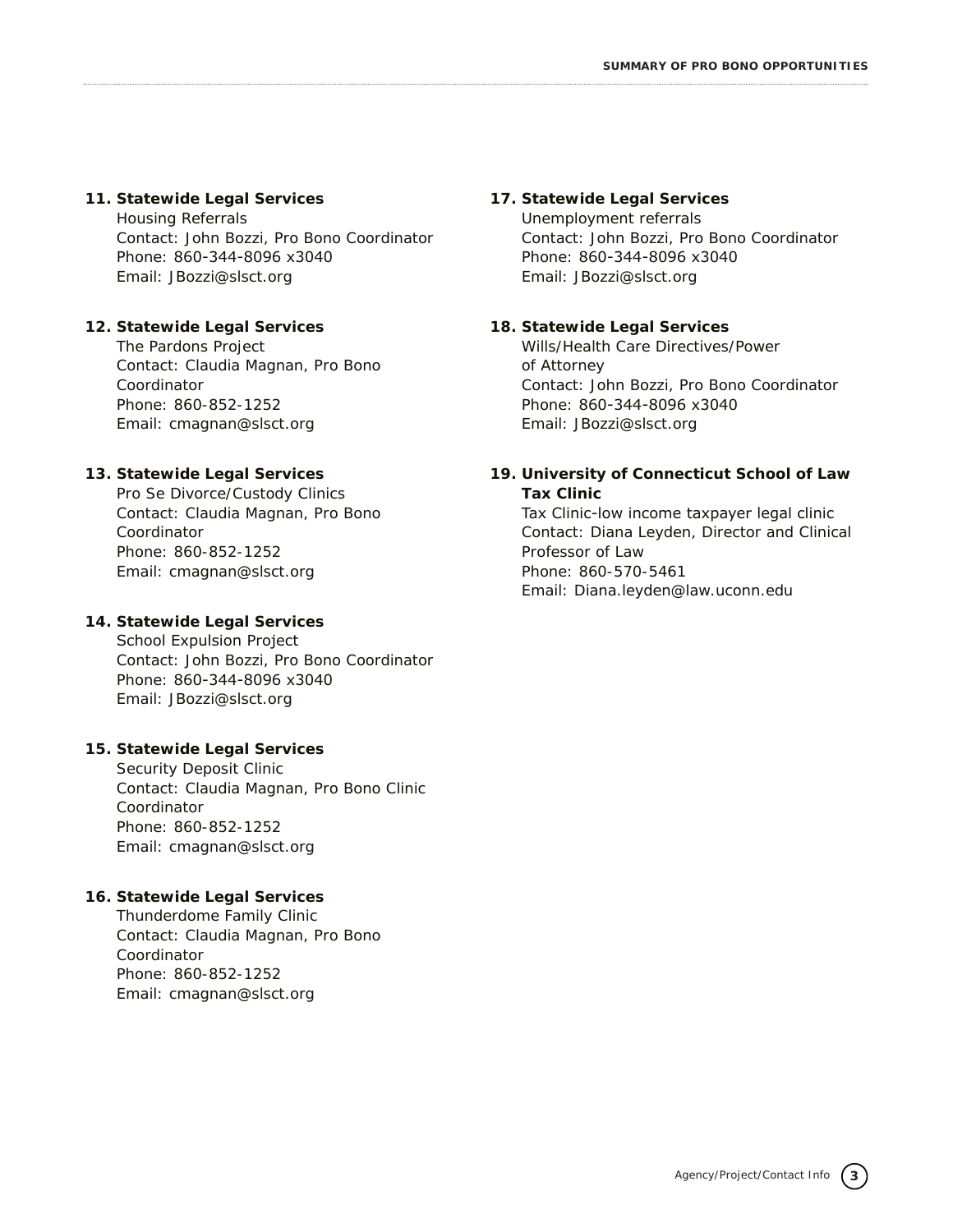11. **Statewide Legal Services**
    Housing Referrals
    Contact: John Bozzi, Pro Bono Coordinator
    Phone: 860-344-8096 x3040
    Email: JBozzi@slsct.org

12. **Statewide Legal Services**
    The Pardons Project
    Contact: Claudia Magnan, Pro Bono Coordinator
    Phone: 860-852-1252
    Email: cmagnan@slsct.org

13. **Statewide Legal Services**
    Pro Se Divorce/Custody Clinics
    Contact: Claudia Magnan, Pro Bono Coordinator
    Phone: 860-852-1252
    Email: cmagnan@slsct.org

14. **Statewide Legal Services**
    School Expulsion Project
    Contact: John Bozzi, Pro Bono Coordinator
    Phone: 860-344-8096 x3040
    Email: JBozzi@slsct.org

15. **Statewide Legal Services**
    Security Deposit Clinic
    Contact: Claudia Magnan, Pro Bono Clinic Coordinator
    Phone: 860-852-1252
    Email: cmagnan@slsct.org

16. **Statewide Legal Services**
    Thunderdome Family Clinic
    Contact: Claudia Magnan, Pro Bono Coordinator
    Phone: 860-852-1252
    Email: cmagnan@slsct.org

17. **Statewide Legal Services**
    Unemployment referrals
    Contact: John Bozzi, Pro Bono Coordinator
    Phone: 860-344-8096 x3040
    Email: JBozzi@slsct.org

18. **Statewide Legal Services**
    Wills/Health Care Directives/Power of Attorney
    Contact: John Bozzi, Pro Bono Coordinator
    Phone: 860-344-8096 x3040
    Email: JBozzi@slsct.org

19. **University of Connecticut School of Law Tax Clinic**
    Tax Clinic-low income taxpayer legal clinic
    Contact: Diana Leyden, Director and Clinical Professor of Law
    Phone: 860-570-5461
    Email: Diana.leyden@law.uconn.edu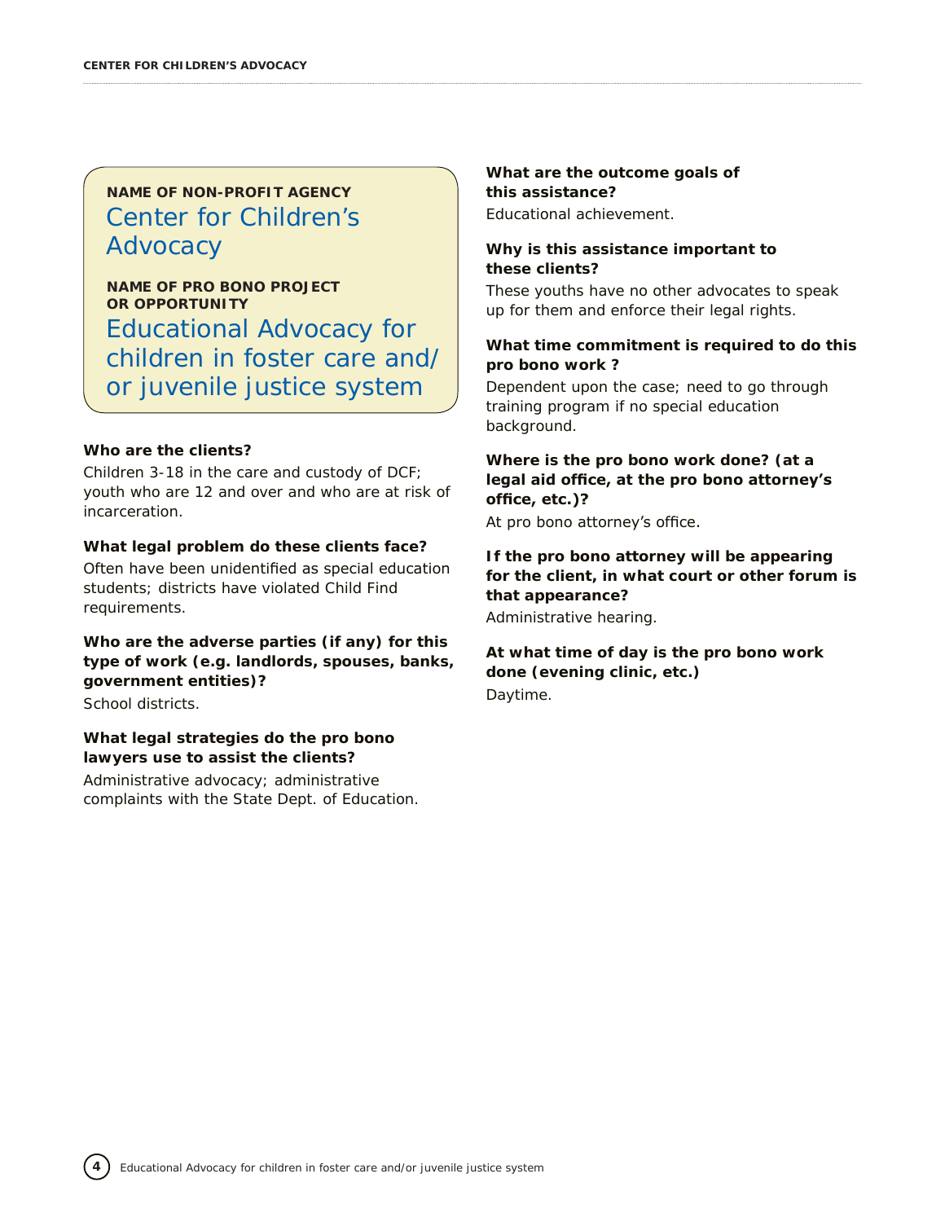**NAME OF NON-PROFIT AGENCY**

## Center for Children's Advocacy

**NAME OF PRO BONO PROJECT OR OPPORTUNITY**

## Educational Advocacy for children in foster care and/or juvenile justice system

**Who are the clients?**

Children 3-18 in the care and custody of DCF; youth who are 12 and over and who are at risk of incarceration.

**What legal problem do these clients face?**

Often have been unidentified as special education students; districts have violated Child Find requirements.

**Who are the adverse parties (if any) for this type of work (e.g. landlords, spouses, banks, government entities)?**

School districts.

**What legal strategies do the pro bono lawyers use to assist the clients?**

Administrative advocacy; administrative complaints with the State Dept. of Education.

**What are the outcome goals of this assistance?**

Educational achievement.

**Why is this assistance important to these clients?**

These youths have no other advocates to speak up for them and enforce their legal rights.

**What time commitment is required to do this pro bono work ?**

Dependent upon the case; need to go through training program if no special education background.

**Where is the pro bono work done? (at a legal aid office, at the pro bono attorney's office, etc.)?**

At pro bono attorney's office.

**If the pro bono attorney will be appearing for the client, in what court or other forum is that appearance?**

Administrative hearing.

**At what time of day is the pro bono work done (evening clinic, etc.)**

Daytime.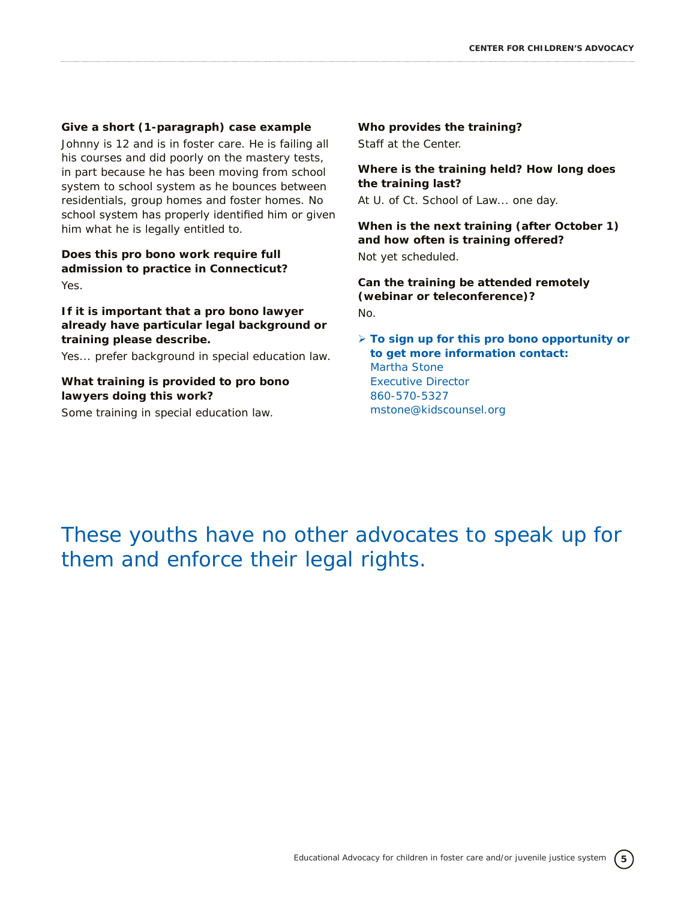**Give a short (1-paragraph) case example**

Johnny is 12 and is in foster care. He is failing all his courses and did poorly on the mastery tests, in part because he has been moving from school system to school system as he bounces between residentials, group homes and foster homes. No school system has properly identified him or given him what he is legally entitled to.

**Does this pro bono work require full admission to practice in Connecticut?**

Yes.

**If it is important that a pro bono lawyer already have particular legal background or training please describe.**

Yes... prefer background in special education law.

**What training is provided to pro bono lawyers doing this work?**

Some training in special education law.

**Who provides the training?**

Staff at the Center.

**Where is the training held? How long does the training last?**

At U. of Ct. School of Law... one day.

**When is the next training (after October 1) and how often is training offered?**

Not yet scheduled.

**Can the training be attended remotely (webinar or teleconference)?**

No.

- **To sign up for this pro bono opportunity or to get more information contact:**
  Martha Stone
  Executive Director
  860-570-5327
  mstone@kidscounsel.org

## These youths have no other advocates to speak up for them and enforce their legal rights.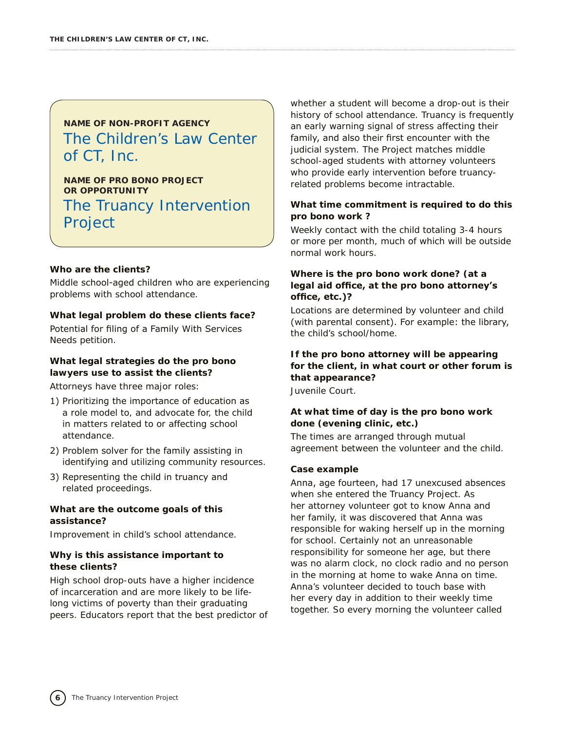**NAME OF NON-PROFIT AGENCY**

## The Children's Law Center of CT, Inc.

**NAME OF PRO BONO PROJECT OR OPPORTUNITY**

## The Truancy Intervention Project

### Who are the clients?

Middle school-aged children who are experiencing problems with school attendance.

### What legal problem do these clients face?

Potential for filing of a Family With Services Needs petition.

### What legal strategies do the pro bono lawyers use to assist the clients?

Attorneys have three major roles:

1) Prioritizing the importance of education as a role model to, and advocate for, the child in matters related to or affecting school attendance.
2) Problem solver for the family assisting in identifying and utilizing community resources.
3) Representing the child in truancy and related proceedings.

### What are the outcome goals of this assistance?

Improvement in child's school attendance.

### Why is this assistance important to these clients?

High school drop-outs have a higher incidence of incarceration and are more likely to be life-long victims of poverty than their graduating peers. Educators report that the best predictor of whether a student will become a drop-out is their history of school attendance. Truancy is frequently an early warning signal of stress affecting their family, and also their first encounter with the judicial system. The Project matches middle school-aged students with attorney volunteers who provide early intervention before truancy-related problems become intractable.

### What time commitment is required to do this pro bono work ?

Weekly contact with the child totaling 3-4 hours or more per month, much of which will be outside normal work hours.

### Where is the pro bono work done? (at a legal aid office, at the pro bono attorney's office, etc.)?

Locations are determined by volunteer and child (with parental consent). For example: the library, the child's school/home.

### If the pro bono attorney will be appearing for the client, in what court or other forum is that appearance?

Juvenile Court.

### At what time of day is the pro bono work done (evening clinic, etc.)

The times are arranged through mutual agreement between the volunteer and the child.

### Case example

Anna, age fourteen, had 17 unexcused absences when she entered the Truancy Project. As her attorney volunteer got to know Anna and her family, it was discovered that Anna was responsible for waking herself up in the morning for school. Certainly not an unreasonable responsibility for someone her age, but there was no alarm clock, no clock radio and no person in the morning at home to wake Anna on time. Anna's volunteer decided to touch base with her every day in addition to their weekly time together. So every morning the volunteer called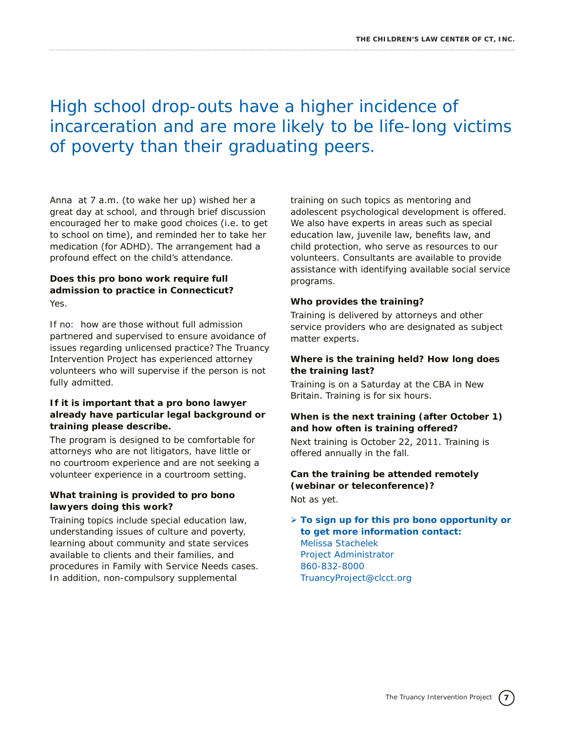## High school drop-outs have a higher incidence of incarceration and are more likely to be life-long victims of poverty than their graduating peers.

Anna at 7 a.m. (to wake her up) wished her a great day at school, and through brief discussion encouraged her to make good choices (i.e. to get to school on time), and reminded her to take her medication (for ADHD). The arrangement had a profound effect on the child's attendance.

**Does this pro bono work require full admission to practice in Connecticut?**

Yes.

If no: how are those without full admission partnered and supervised to ensure avoidance of issues regarding unlicensed practice? The Truancy Intervention Project has experienced attorney volunteers who will supervise if the person is not fully admitted.

**If it is important that a pro bono lawyer already have particular legal background or training please describe.**

The program is designed to be comfortable for attorneys who are not litigators, have little or no courtroom experience and are not seeking a volunteer experience in a courtroom setting.

**What training is provided to pro bono lawyers doing this work?**

Training topics include special education law, understanding issues of culture and poverty, learning about community and state services available to clients and their families, and procedures in Family with Service Needs cases. In addition, non-compulsory supplemental training on such topics as mentoring and adolescent psychological development is offered. We also have experts in areas such as special education law, juvenile law, benefits law, and child protection, who serve as resources to our volunteers. Consultants are available to provide assistance with identifying available social service programs.

**Who provides the training?**

Training is delivered by attorneys and other service providers who are designated as subject matter experts.

**Where is the training held? How long does the training last?**

Training is on a Saturday at the CBA in New Britain. Training is for six hours.

**When is the next training (after October 1) and how often is training offered?**

Next training is October 22, 2011. Training is offered annually in the fall.

**Can the training be attended remotely (webinar or teleconference)?**

Not as yet.

- **To sign up for this pro bono opportunity or to get more information contact:**
  Melissa Stachelek
  Project Administrator
  860-832-8000
  TruancyProject@clcct.org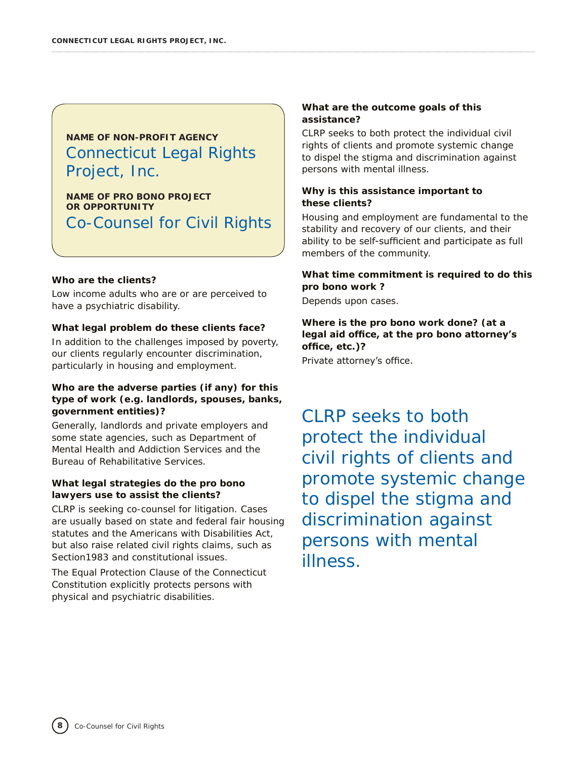**NAME OF NON-PROFIT AGENCY**

## Connecticut Legal Rights Project, Inc.

**NAME OF PRO BONO PROJECT OR OPPORTUNITY**

## Co-Counsel for Civil Rights

**Who are the clients?**

Low income adults who are or are perceived to have a psychiatric disability.

**What legal problem do these clients face?**

In addition to the challenges imposed by poverty, our clients regularly encounter discrimination, particularly in housing and employment.

**Who are the adverse parties (if any) for this type of work (e.g. landlords, spouses, banks, government entities)?**

Generally, landlords and private employers and some state agencies, such as Department of Mental Health and Addiction Services and the Bureau of Rehabilitative Services.

**What legal strategies do the pro bono lawyers use to assist the clients?**

CLRP is seeking co-counsel for litigation. Cases are usually based on state and federal fair housing statutes and the Americans with Disabilities Act, but also raise related civil rights claims, such as Section1983 and constitutional issues.

The Equal Protection Clause of the Connecticut Constitution explicitly protects persons with physical and psychiatric disabilities.

**What are the outcome goals of this assistance?**

CLRP seeks to both protect the individual civil rights of clients and promote systemic change to dispel the stigma and discrimination against persons with mental illness.

**Why is this assistance important to these clients?**

Housing and employment are fundamental to the stability and recovery of our clients, and their ability to be self-sufficient and participate as full members of the community.

**What time commitment is required to do this pro bono work ?**

Depends upon cases.

**Where is the pro bono work done? (at a legal aid office, at the pro bono attorney's office, etc.)?**

Private attorney's office.

> CLRP seeks to both protect the individual civil rights of clients and promote systemic change to dispel the stigma and discrimination against persons with mental illness.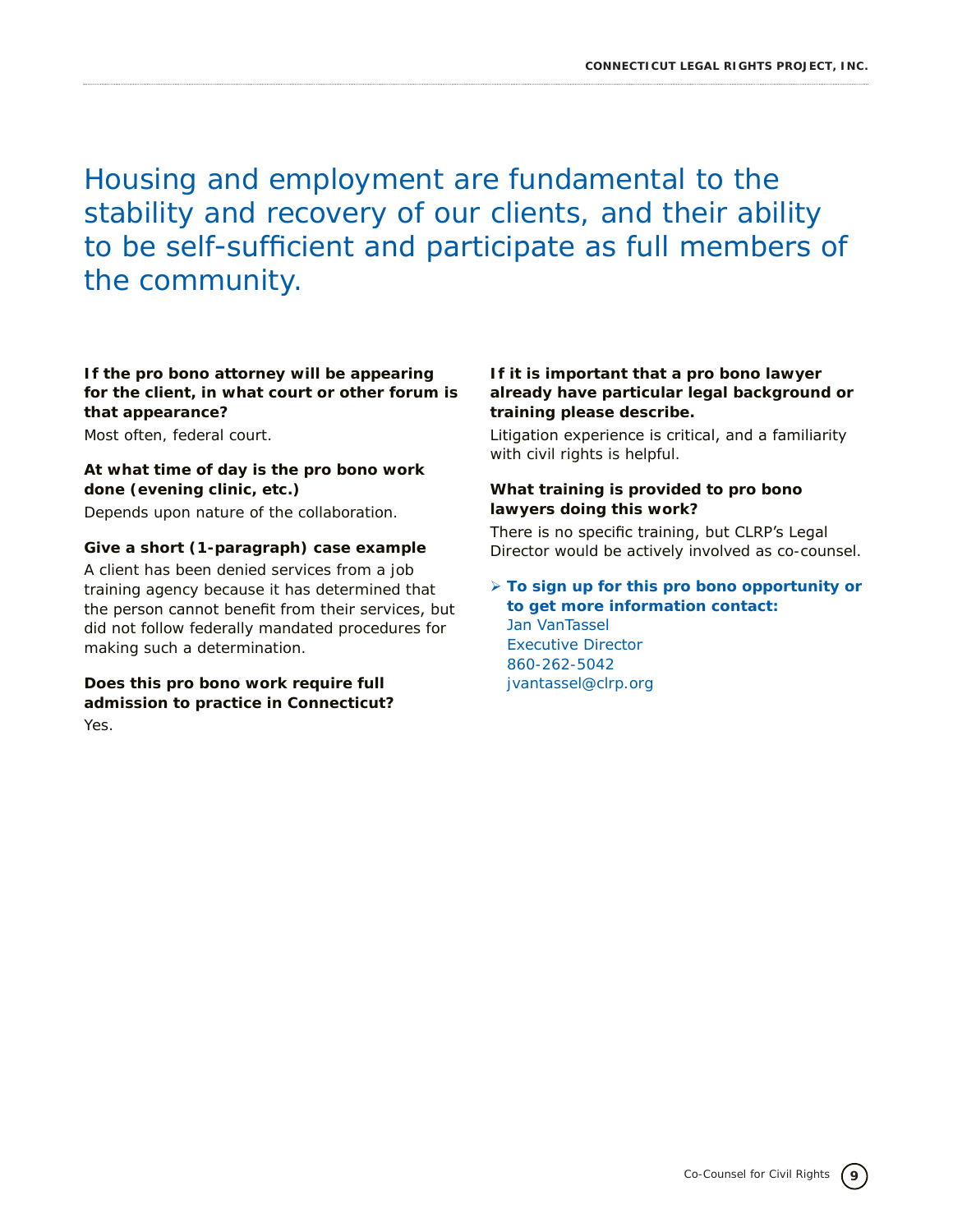Housing and employment are fundamental to the stability and recovery of our clients, and their ability to be self-sufficient and participate as full members of the community.

**If the pro bono attorney will be appearing for the client, in what court or other forum is that appearance?**

Most often, federal court.

**At what time of day is the pro bono work done (evening clinic, etc.)**

Depends upon nature of the collaboration.

**Give a short (1-paragraph) case example**

A client has been denied services from a job training agency because it has determined that the person cannot benefit from their services, but did not follow federally mandated procedures for making such a determination.

**Does this pro bono work require full admission to practice in Connecticut?**

Yes.

**If it is important that a pro bono lawyer already have particular legal background or training please describe.**

Litigation experience is critical, and a familiarity with civil rights is helpful.

**What training is provided to pro bono lawyers doing this work?**

There is no specific training, but CLRP's Legal Director would be actively involved as co-counsel.

- **To sign up for this pro bono opportunity or to get more information contact:**
  Jan VanTassel
  Executive Director
  860-262-5042
  jvantassel@clrp.org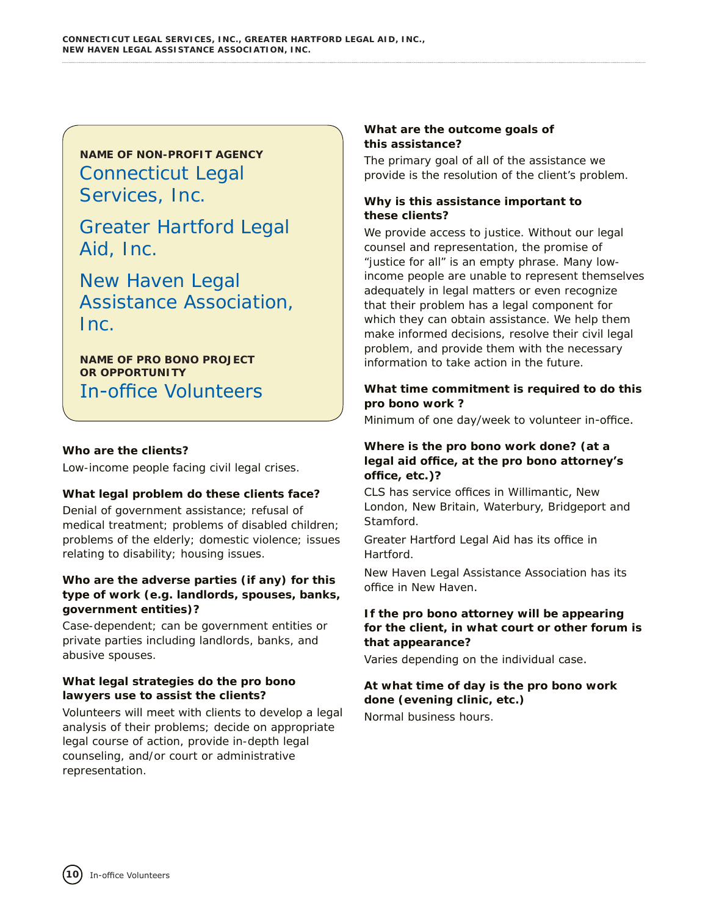**NAME OF NON-PROFIT AGENCY**

## Connecticut Legal Services, Inc.

## Greater Hartford Legal Aid, Inc.

## New Haven Legal Assistance Association, Inc.

**NAME OF PRO BONO PROJECT OR OPPORTUNITY**

## In-office Volunteers

**Who are the clients?**

Low-income people facing civil legal crises.

**What legal problem do these clients face?**

Denial of government assistance; refusal of medical treatment; problems of disabled children; problems of the elderly; domestic violence; issues relating to disability; housing issues.

**Who are the adverse parties (if any) for this type of work (e.g. landlords, spouses, banks, government entities)?**

Case-dependent; can be government entities or private parties including landlords, banks, and abusive spouses.

**What legal strategies do the pro bono lawyers use to assist the clients?**

Volunteers will meet with clients to develop a legal analysis of their problems; decide on appropriate legal course of action, provide in-depth legal counseling, and/or court or administrative representation.

**What are the outcome goals of this assistance?**

The primary goal of all of the assistance we provide is the resolution of the client's problem.

**Why is this assistance important to these clients?**

We provide access to justice. Without our legal counsel and representation, the promise of "justice for all" is an empty phrase. Many low-income people are unable to represent themselves adequately in legal matters or even recognize that their problem has a legal component for which they can obtain assistance. We help them make informed decisions, resolve their civil legal problem, and provide them with the necessary information to take action in the future.

**What time commitment is required to do this pro bono work ?**

Minimum of one day/week to volunteer in-office.

**Where is the pro bono work done? (at a legal aid office, at the pro bono attorney's office, etc.)?**

CLS has service offices in Willimantic, New London, New Britain, Waterbury, Bridgeport and Stamford.

Greater Hartford Legal Aid has its office in Hartford.

New Haven Legal Assistance Association has its office in New Haven.

**If the pro bono attorney will be appearing for the client, in what court or other forum is that appearance?**

Varies depending on the individual case.

**At what time of day is the pro bono work done (evening clinic, etc.)**

Normal business hours.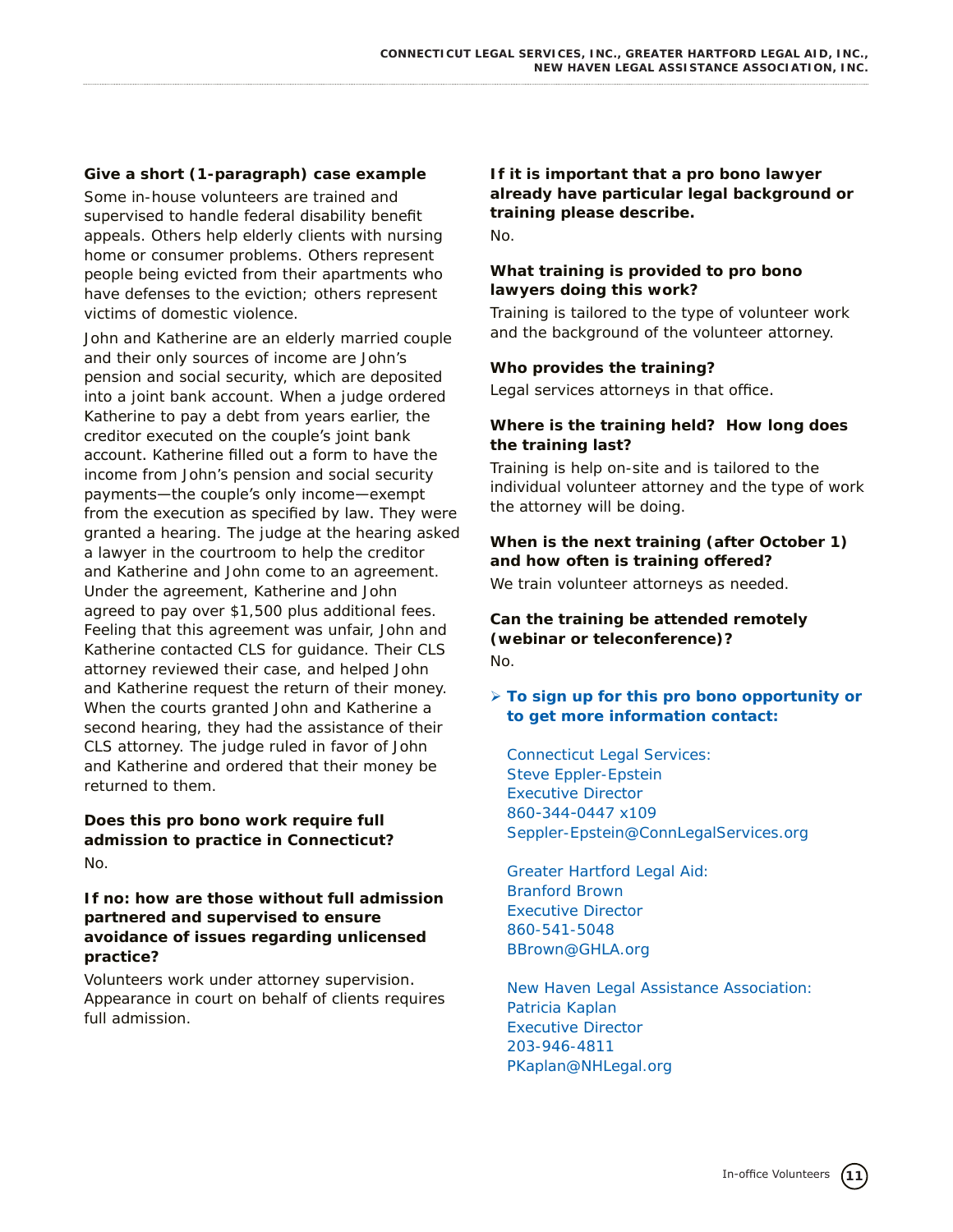**Give a short (1-paragraph) case example**

Some in-house volunteers are trained and supervised to handle federal disability benefit appeals. Others help elderly clients with nursing home or consumer problems. Others represent people being evicted from their apartments who have defenses to the eviction; others represent victims of domestic violence.

John and Katherine are an elderly married couple and their only sources of income are John's pension and social security, which are deposited into a joint bank account. When a judge ordered Katherine to pay a debt from years earlier, the creditor executed on the couple's joint bank account. Katherine filled out a form to have the income from John's pension and social security payments—the couple's only income—exempt from the execution as specified by law. They were granted a hearing. The judge at the hearing asked a lawyer in the courtroom to help the creditor and Katherine and John come to an agreement. Under the agreement, Katherine and John agreed to pay over $1,500 plus additional fees. Feeling that this agreement was unfair, John and Katherine contacted CLS for guidance. Their CLS attorney reviewed their case, and helped John and Katherine request the return of their money. When the courts granted John and Katherine a second hearing, they had the assistance of their CLS attorney. The judge ruled in favor of John and Katherine and ordered that their money be returned to them.

**Does this pro bono work require full admission to practice in Connecticut?**

No.

**If no: how are those without full admission partnered and supervised to ensure avoidance of issues regarding unlicensed practice?**

Volunteers work under attorney supervision. Appearance in court on behalf of clients requires full admission.

**If it is important that a pro bono lawyer already have particular legal background or training please describe.**

No.

**What training is provided to pro bono lawyers doing this work?**

Training is tailored to the type of volunteer work and the background of the volunteer attorney.

**Who provides the training?**

Legal services attorneys in that office.

**Where is the training held? How long does the training last?**

Training is help on-site and is tailored to the individual volunteer attorney and the type of work the attorney will be doing.

**When is the next training (after October 1) and how often is training offered?**

We train volunteer attorneys as needed.

**Can the training be attended remotely (webinar or teleconference)?**

No.

- **To sign up for this pro bono opportunity or to get more information contact:**

  Connecticut Legal Services:
  Steve Eppler-Epstein
  Executive Director
  860-344-0447 x109
  Seppler-Epstein@ConnLegalServices.org

  Greater Hartford Legal Aid:
  Branford Brown
  Executive Director
  860-541-5048
  BBrown@GHLA.org

  New Haven Legal Assistance Association:
  Patricia Kaplan
  Executive Director
  203-946-4811
  PKaplan@NHLegal.org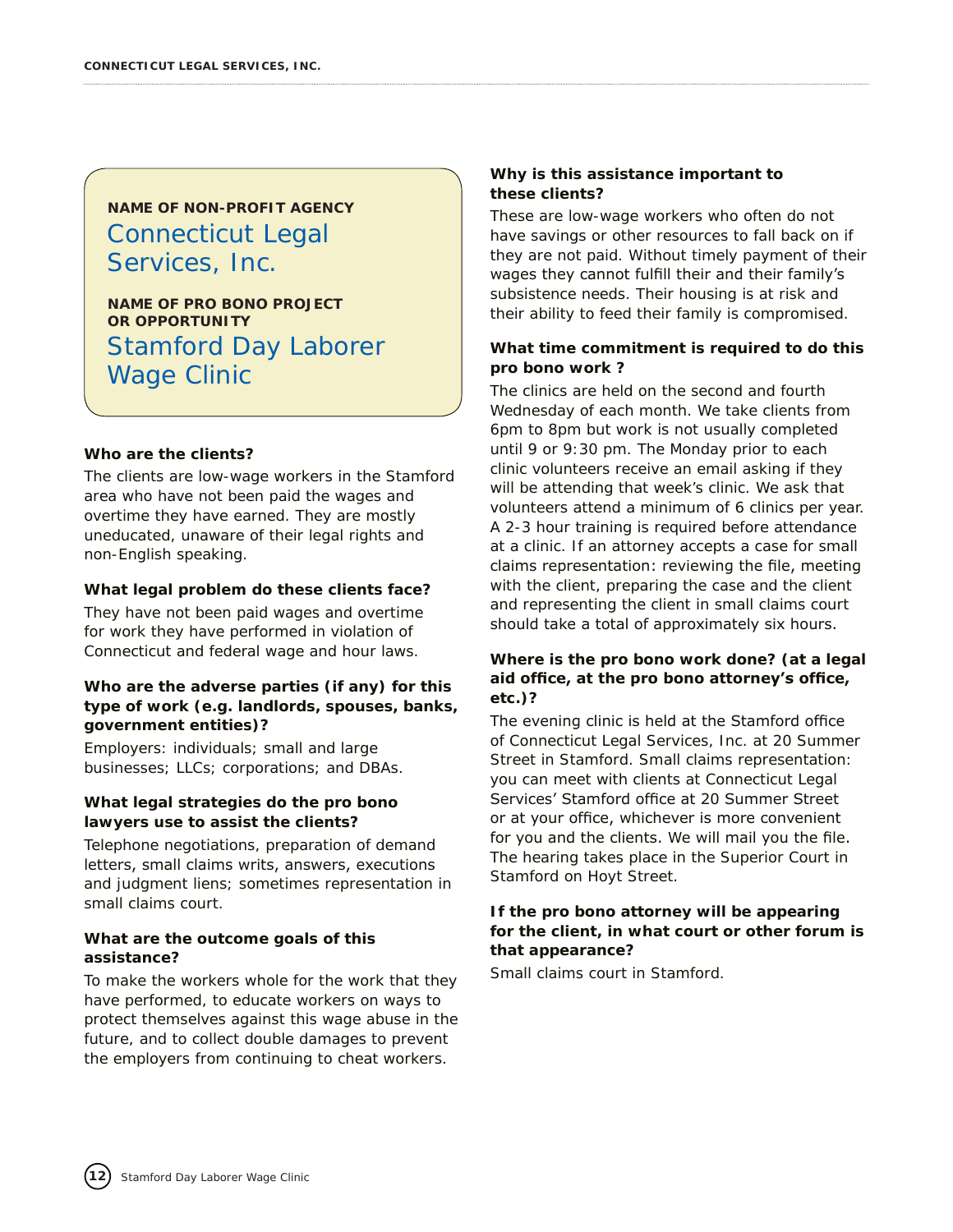**NAME OF NON-PROFIT AGENCY**

## Connecticut Legal Services, Inc.

**NAME OF PRO BONO PROJECT OR OPPORTUNITY**

## Stamford Day Laborer Wage Clinic

**Who are the clients?**

The clients are low-wage workers in the Stamford area who have not been paid the wages and overtime they have earned. They are mostly uneducated, unaware of their legal rights and non-English speaking.

**What legal problem do these clients face?**

They have not been paid wages and overtime for work they have performed in violation of Connecticut and federal wage and hour laws.

**Who are the adverse parties (if any) for this type of work (e.g. landlords, spouses, banks, government entities)?**

Employers: individuals; small and large businesses; LLCs; corporations; and DBAs.

**What legal strategies do the pro bono lawyers use to assist the clients?**

Telephone negotiations, preparation of demand letters, small claims writs, answers, executions and judgment liens; sometimes representation in small claims court.

**What are the outcome goals of this assistance?**

To make the workers whole for the work that they have performed, to educate workers on ways to protect themselves against this wage abuse in the future, and to collect double damages to prevent the employers from continuing to cheat workers.

**Why is this assistance important to these clients?**

These are low-wage workers who often do not have savings or other resources to fall back on if they are not paid. Without timely payment of their wages they cannot fulfill their and their family's subsistence needs. Their housing is at risk and their ability to feed their family is compromised.

**What time commitment is required to do this pro bono work ?**

The clinics are held on the second and fourth Wednesday of each month. We take clients from 6pm to 8pm but work is not usually completed until 9 or 9:30 pm. The Monday prior to each clinic volunteers receive an email asking if they will be attending that week's clinic. We ask that volunteers attend a minimum of 6 clinics per year. A 2-3 hour training is required before attendance at a clinic. If an attorney accepts a case for small claims representation: reviewing the file, meeting with the client, preparing the case and the client and representing the client in small claims court should take a total of approximately six hours.

**Where is the pro bono work done? (at a legal aid office, at the pro bono attorney's office, etc.)?**

The evening clinic is held at the Stamford office of Connecticut Legal Services, Inc. at 20 Summer Street in Stamford. Small claims representation: you can meet with clients at Connecticut Legal Services' Stamford office at 20 Summer Street or at your office, whichever is more convenient for you and the clients. We will mail you the file. The hearing takes place in the Superior Court in Stamford on Hoyt Street.

**If the pro bono attorney will be appearing for the client, in what court or other forum is that appearance?**

Small claims court in Stamford.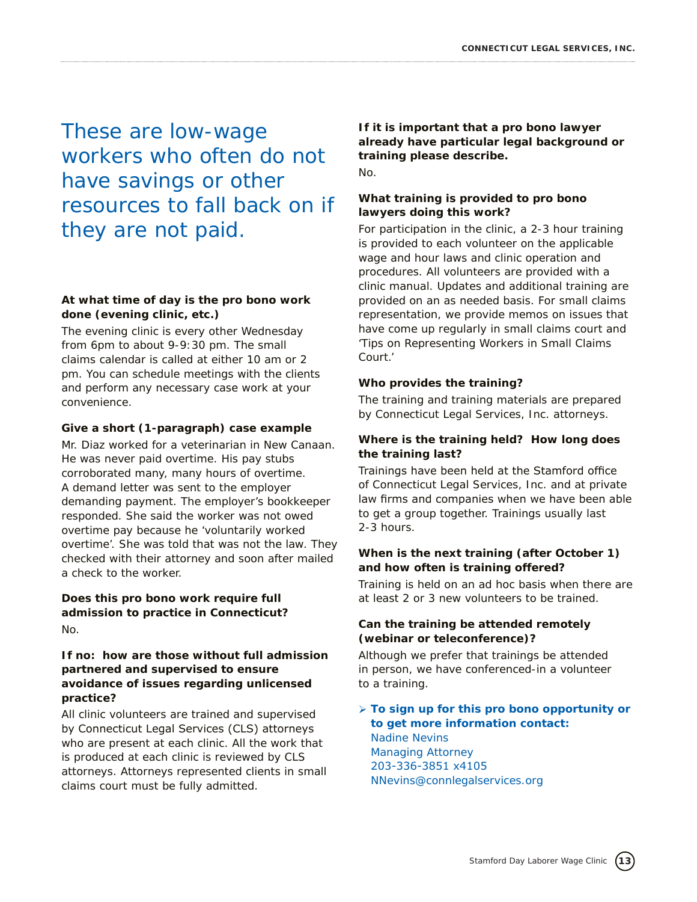These are low-wage workers who often do not have savings or other resources to fall back on if they are not paid.

**At what time of day is the pro bono work done (evening clinic, etc.)**

The evening clinic is every other Wednesday from 6pm to about 9-9:30 pm. The small claims calendar is called at either 10 am or 2 pm. You can schedule meetings with the clients and perform any necessary case work at your convenience.

**Give a short (1-paragraph) case example**

Mr. Diaz worked for a veterinarian in New Canaan. He was never paid overtime. His pay stubs corroborated many, many hours of overtime. A demand letter was sent to the employer demanding payment. The employer's bookkeeper responded. She said the worker was not owed overtime pay because he 'voluntarily worked overtime'. She was told that was not the law. They checked with their attorney and soon after mailed a check to the worker.

**Does this pro bono work require full admission to practice in Connecticut?**

No.

**If no: how are those without full admission partnered and supervised to ensure avoidance of issues regarding unlicensed practice?**

All clinic volunteers are trained and supervised by Connecticut Legal Services (CLS) attorneys who are present at each clinic. All the work that is produced at each clinic is reviewed by CLS attorneys. Attorneys represented clients in small claims court must be fully admitted.

**If it is important that a pro bono lawyer already have particular legal background or training please describe.**

No.

**What training is provided to pro bono lawyers doing this work?**

For participation in the clinic, a 2-3 hour training is provided to each volunteer on the applicable wage and hour laws and clinic operation and procedures. All volunteers are provided with a clinic manual. Updates and additional training are provided on an as needed basis. For small claims representation, we provide memos on issues that have come up regularly in small claims court and 'Tips on Representing Workers in Small Claims Court.'

**Who provides the training?**

The training and training materials are prepared by Connecticut Legal Services, Inc. attorneys.

**Where is the training held? How long does the training last?**

Trainings have been held at the Stamford office of Connecticut Legal Services, Inc. and at private law firms and companies when we have been able to get a group together. Trainings usually last 2-3 hours.

**When is the next training (after October 1) and how often is training offered?**

Training is held on an ad hoc basis when there are at least 2 or 3 new volunteers to be trained.

**Can the training be attended remotely (webinar or teleconference)?**

Although we prefer that trainings be attended in person, we have conferenced-in a volunteer to a training.

- **To sign up for this pro bono opportunity or to get more information contact:**
  Nadine Nevins
  Managing Attorney
  203-336-3851 x4105
  NNevins@connlegalservices.org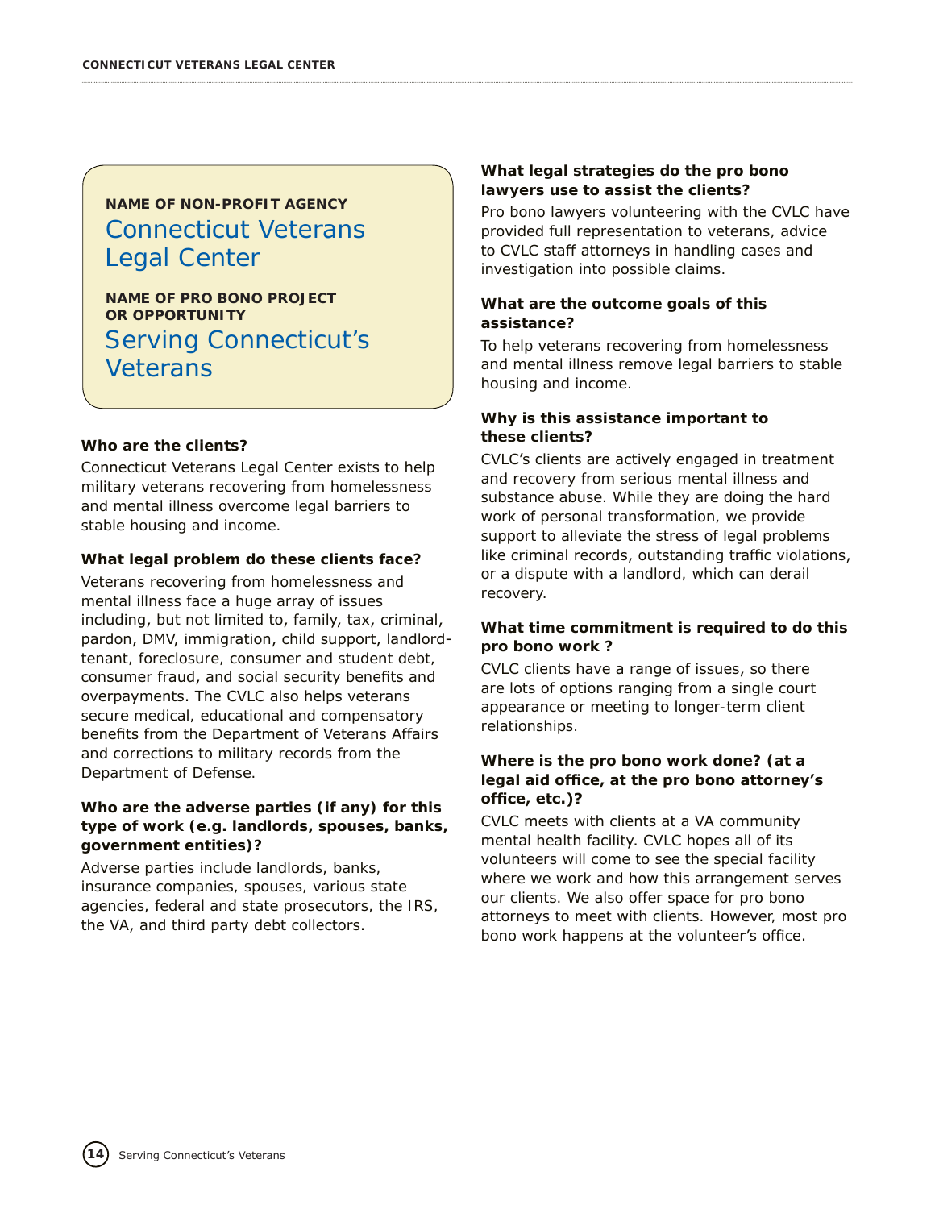**NAME OF NON-PROFIT AGENCY**

## Connecticut Veterans Legal Center

**NAME OF PRO BONO PROJECT OR OPPORTUNITY**

## Serving Connecticut's Veterans

### Who are the clients?

Connecticut Veterans Legal Center exists to help military veterans recovering from homelessness and mental illness overcome legal barriers to stable housing and income.

### What legal problem do these clients face?

Veterans recovering from homelessness and mental illness face a huge array of issues including, but not limited to, family, tax, criminal, pardon, DMV, immigration, child support, landlord-tenant, foreclosure, consumer and student debt, consumer fraud, and social security benefits and overpayments. The CVLC also helps veterans secure medical, educational and compensatory benefits from the Department of Veterans Affairs and corrections to military records from the Department of Defense.

### Who are the adverse parties (if any) for this type of work (e.g. landlords, spouses, banks, government entities)?

Adverse parties include landlords, banks, insurance companies, spouses, various state agencies, federal and state prosecutors, the IRS, the VA, and third party debt collectors.

### What legal strategies do the pro bono lawyers use to assist the clients?

Pro bono lawyers volunteering with the CVLC have provided full representation to veterans, advice to CVLC staff attorneys in handling cases and investigation into possible claims.

### What are the outcome goals of this assistance?

To help veterans recovering from homelessness and mental illness remove legal barriers to stable housing and income.

### Why is this assistance important to these clients?

CVLC's clients are actively engaged in treatment and recovery from serious mental illness and substance abuse. While they are doing the hard work of personal transformation, we provide support to alleviate the stress of legal problems like criminal records, outstanding traffic violations, or a dispute with a landlord, which can derail recovery.

### What time commitment is required to do this pro bono work ?

CVLC clients have a range of issues, so there are lots of options ranging from a single court appearance or meeting to longer-term client relationships.

### Where is the pro bono work done? (at a legal aid office, at the pro bono attorney's office, etc.)?

CVLC meets with clients at a VA community mental health facility. CVLC hopes all of its volunteers will come to see the special facility where we work and how this arrangement serves our clients. We also offer space for pro bono attorneys to meet with clients. However, most pro bono work happens at the volunteer's office.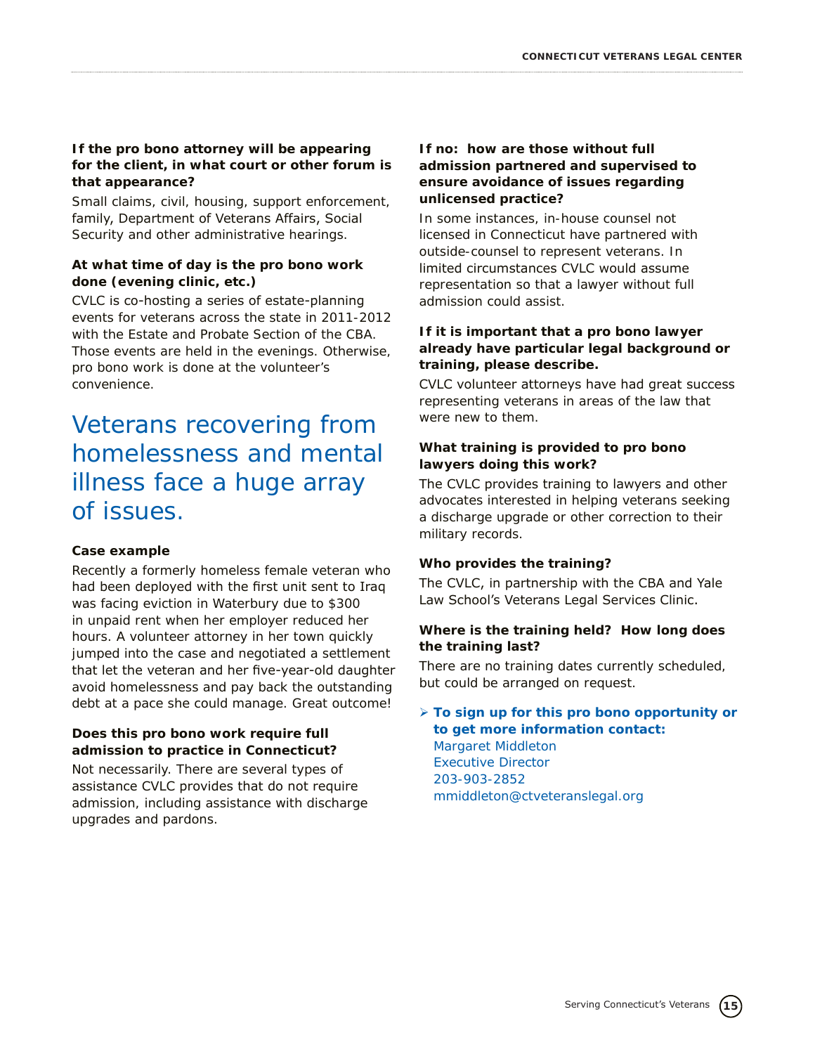**If the pro bono attorney will be appearing for the client, in what court or other forum is that appearance?**

Small claims, civil, housing, support enforcement, family, Department of Veterans Affairs, Social Security and other administrative hearings.

**At what time of day is the pro bono work done (evening clinic, etc.)**

CVLC is co-hosting a series of estate-planning events for veterans across the state in 2011-2012 with the Estate and Probate Section of the CBA. Those events are held in the evenings. Otherwise, pro bono work is done at the volunteer's convenience.

## Veterans recovering from homelessness and mental illness face a huge array of issues.

**Case example**

Recently a formerly homeless female veteran who had been deployed with the first unit sent to Iraq was facing eviction in Waterbury due to $300 in unpaid rent when her employer reduced her hours. A volunteer attorney in her town quickly jumped into the case and negotiated a settlement that let the veteran and her five-year-old daughter avoid homelessness and pay back the outstanding debt at a pace she could manage. Great outcome!

**Does this pro bono work require full admission to practice in Connecticut?**

Not necessarily. There are several types of assistance CVLC provides that do not require admission, including assistance with discharge upgrades and pardons.

**If no: how are those without full admission partnered and supervised to ensure avoidance of issues regarding unlicensed practice?**

In some instances, in-house counsel not licensed in Connecticut have partnered with outside-counsel to represent veterans. In limited circumstances CVLC would assume representation so that a lawyer without full admission could assist.

**If it is important that a pro bono lawyer already have particular legal background or training, please describe.**

CVLC volunteer attorneys have had great success representing veterans in areas of the law that were new to them.

**What training is provided to pro bono lawyers doing this work?**

The CVLC provides training to lawyers and other advocates interested in helping veterans seeking a discharge upgrade or other correction to their military records.

**Who provides the training?**

The CVLC, in partnership with the CBA and Yale Law School's Veterans Legal Services Clinic.

**Where is the training held? How long does the training last?**

There are no training dates currently scheduled, but could be arranged on request.

➢ **To sign up for this pro bono opportunity or to get more information contact:**
Margaret Middleton
Executive Director
203-903-2852
mmiddleton@ctveteranslegal.org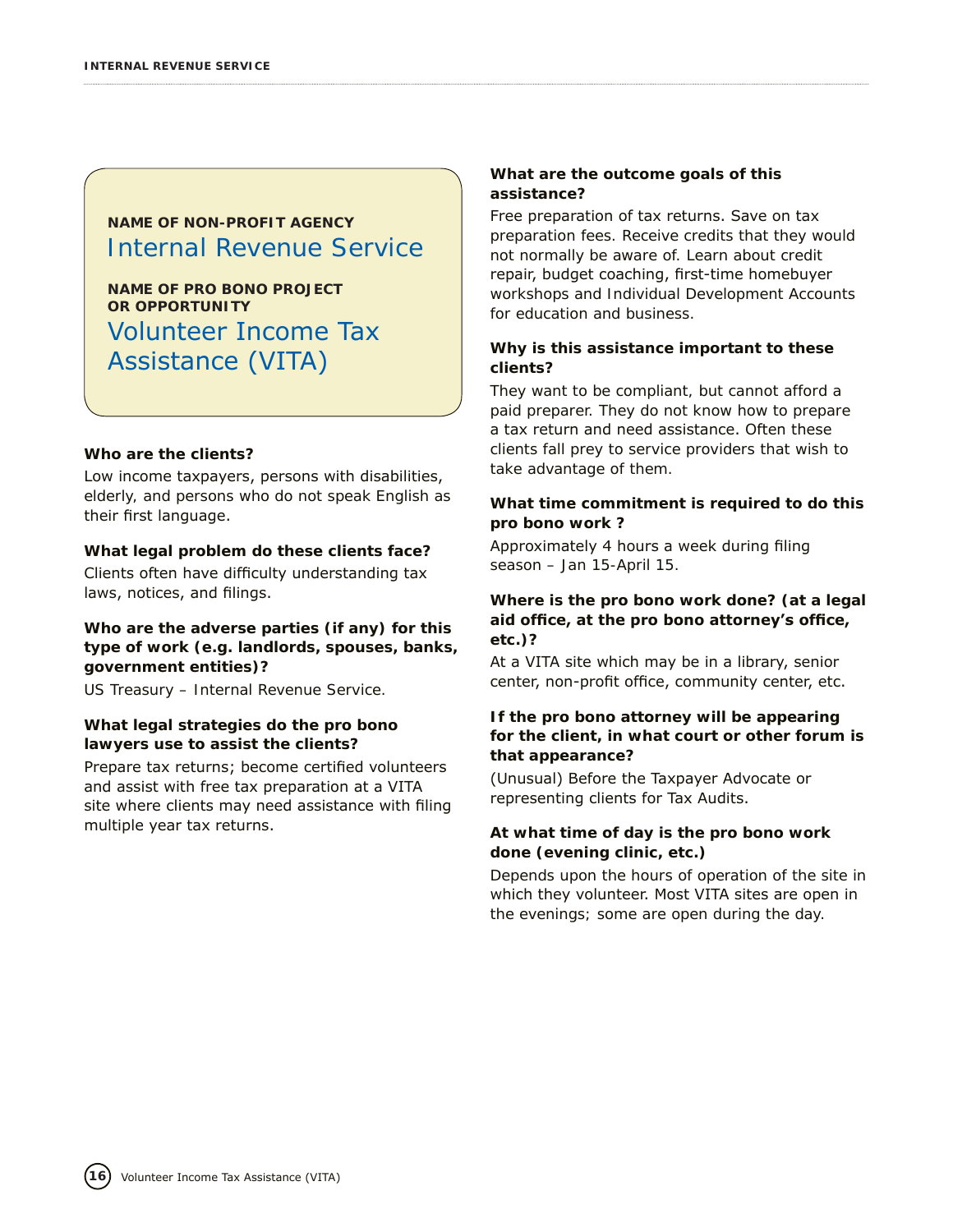**NAME OF NON-PROFIT AGENCY**

## Internal Revenue Service

**NAME OF PRO BONO PROJECT OR OPPORTUNITY**

## Volunteer Income Tax Assistance (VITA)

**Who are the clients?**

Low income taxpayers, persons with disabilities, elderly, and persons who do not speak English as their first language.

**What legal problem do these clients face?**

Clients often have difficulty understanding tax laws, notices, and filings.

**Who are the adverse parties (if any) for this type of work (e.g. landlords, spouses, banks, government entities)?**

US Treasury – Internal Revenue Service.

**What legal strategies do the pro bono lawyers use to assist the clients?**

Prepare tax returns; become certified volunteers and assist with free tax preparation at a VITA site where clients may need assistance with filing multiple year tax returns.

**What are the outcome goals of this assistance?**

Free preparation of tax returns. Save on tax preparation fees. Receive credits that they would not normally be aware of. Learn about credit repair, budget coaching, first-time homebuyer workshops and Individual Development Accounts for education and business.

**Why is this assistance important to these clients?**

They want to be compliant, but cannot afford a paid preparer. They do not know how to prepare a tax return and need assistance. Often these clients fall prey to service providers that wish to take advantage of them.

**What time commitment is required to do this pro bono work ?**

Approximately 4 hours a week during filing season – Jan 15-April 15.

**Where is the pro bono work done? (at a legal aid office, at the pro bono attorney's office, etc.)?**

At a VITA site which may be in a library, senior center, non-profit office, community center, etc.

**If the pro bono attorney will be appearing for the client, in what court or other forum is that appearance?**

(Unusual) Before the Taxpayer Advocate or representing clients for Tax Audits.

**At what time of day is the pro bono work done (evening clinic, etc.)**

Depends upon the hours of operation of the site in which they volunteer. Most VITA sites are open in the evenings; some are open during the day.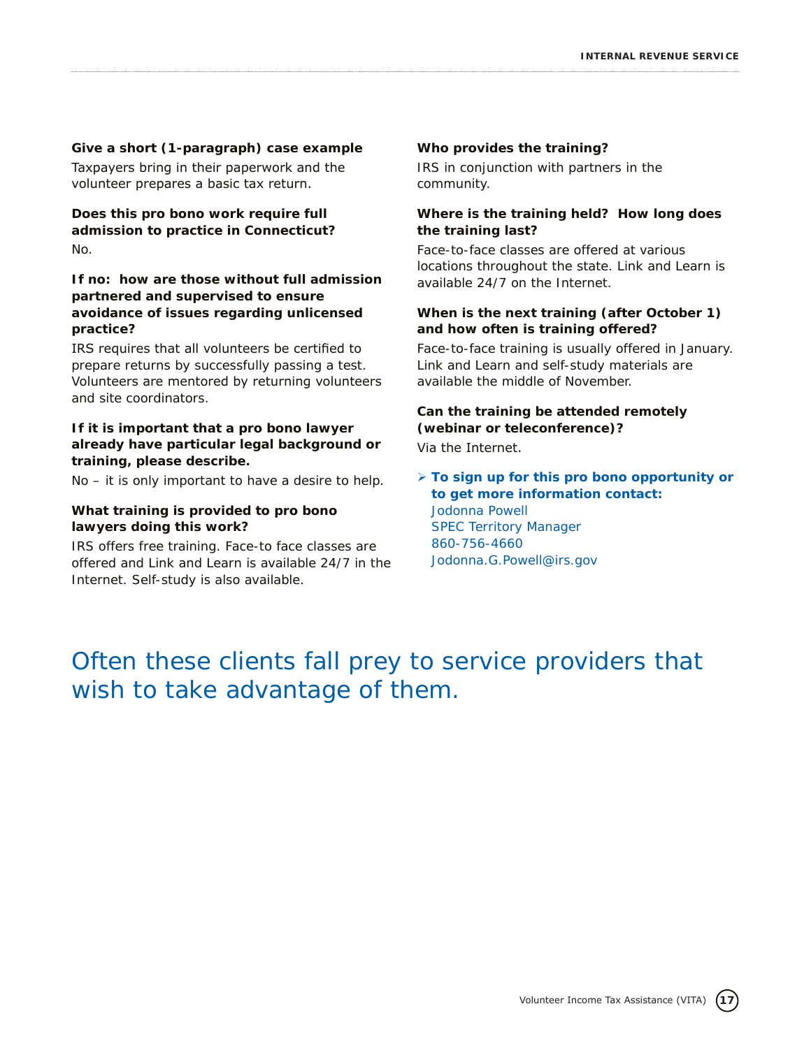**Give a short (1-paragraph) case example**

Taxpayers bring in their paperwork and the volunteer prepares a basic tax return.

**Does this pro bono work require full admission to practice in Connecticut?**

No.

**If no: how are those without full admission partnered and supervised to ensure avoidance of issues regarding unlicensed practice?**

IRS requires that all volunteers be certified to prepare returns by successfully passing a test. Volunteers are mentored by returning volunteers and site coordinators.

**If it is important that a pro bono lawyer already have particular legal background or training, please describe.**

No – it is only important to have a desire to help.

**What training is provided to pro bono lawyers doing this work?**

IRS offers free training. Face-to face classes are offered and Link and Learn is available 24/7 in the Internet. Self-study is also available.

**Who provides the training?**

IRS in conjunction with partners in the community.

**Where is the training held? How long does the training last?**

Face-to-face classes are offered at various locations throughout the state. Link and Learn is available 24/7 on the Internet.

**When is the next training (after October 1) and how often is training offered?**

Face-to-face training is usually offered in January. Link and Learn and self-study materials are available the middle of November.

**Can the training be attended remotely (webinar or teleconference)?**

Via the Internet.

- **To sign up for this pro bono opportunity or to get more information contact:**
  Jodonna Powell
  SPEC Territory Manager
  860-756-4660
  Jodonna.G.Powell@irs.gov

## Often these clients fall prey to service providers that wish to take advantage of them.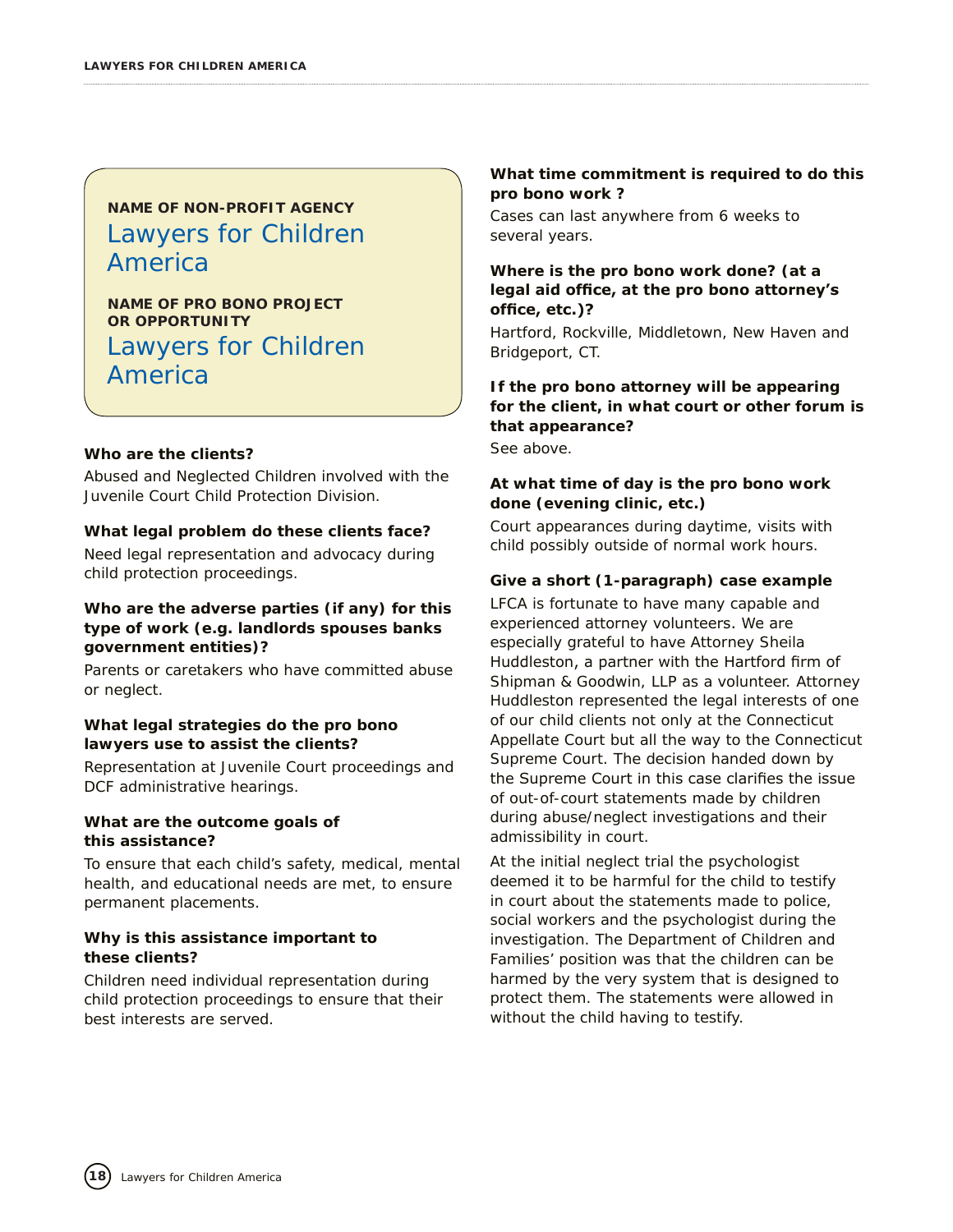**NAME OF NON-PROFIT AGENCY**

## Lawyers for Children America

**NAME OF PRO BONO PROJECT OR OPPORTUNITY**

## Lawyers for Children America

**Who are the clients?**

Abused and Neglected Children involved with the Juvenile Court Child Protection Division.

**What legal problem do these clients face?**

Need legal representation and advocacy during child protection proceedings.

**Who are the adverse parties (if any) for this type of work (e.g. landlords spouses banks government entities)?**

Parents or caretakers who have committed abuse or neglect.

**What legal strategies do the pro bono lawyers use to assist the clients?**

Representation at Juvenile Court proceedings and DCF administrative hearings.

**What are the outcome goals of this assistance?**

To ensure that each child's safety, medical, mental health, and educational needs are met, to ensure permanent placements.

**Why is this assistance important to these clients?**

Children need individual representation during child protection proceedings to ensure that their best interests are served.

**What time commitment is required to do this pro bono work ?**

Cases can last anywhere from 6 weeks to several years.

**Where is the pro bono work done? (at a legal aid office, at the pro bono attorney's office, etc.)?**

Hartford, Rockville, Middletown, New Haven and Bridgeport, CT.

**If the pro bono attorney will be appearing for the client, in what court or other forum is that appearance?**

See above.

**At what time of day is the pro bono work done (evening clinic, etc.)**

Court appearances during daytime, visits with child possibly outside of normal work hours.

**Give a short (1-paragraph) case example**

LFCA is fortunate to have many capable and experienced attorney volunteers. We are especially grateful to have Attorney Sheila Huddleston, a partner with the Hartford firm of Shipman & Goodwin, LLP as a volunteer. Attorney Huddleston represented the legal interests of one of our child clients not only at the Connecticut Appellate Court but all the way to the Connecticut Supreme Court. The decision handed down by the Supreme Court in this case clarifies the issue of out-of-court statements made by children during abuse/neglect investigations and their admissibility in court.

At the initial neglect trial the psychologist deemed it to be harmful for the child to testify in court about the statements made to police, social workers and the psychologist during the investigation. The Department of Children and Families' position was that the children can be harmed by the very system that is designed to protect them. The statements were allowed in without the child having to testify.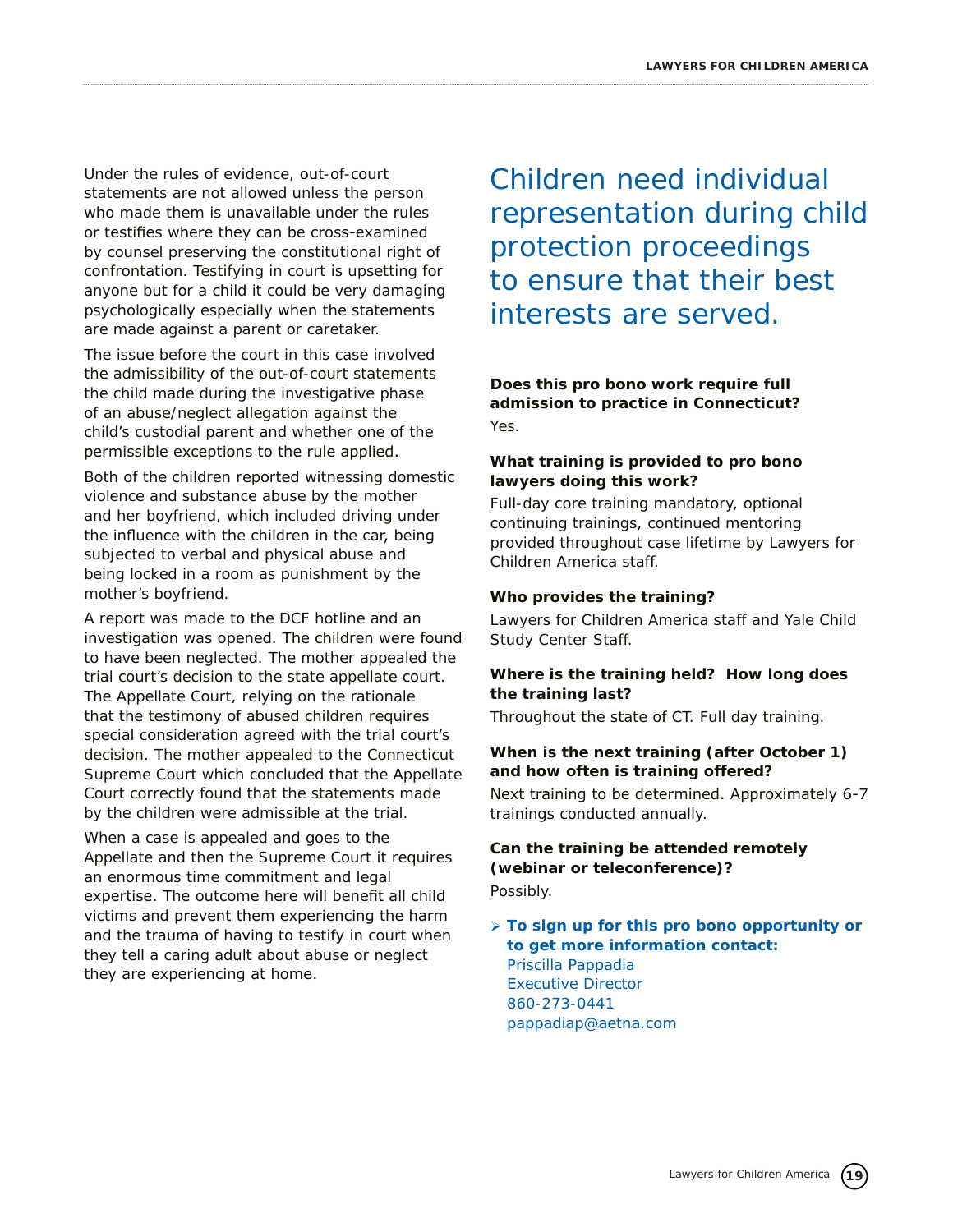Under the rules of evidence, out-of-court statements are not allowed unless the person who made them is unavailable under the rules or testifies where they can be cross-examined by counsel preserving the constitutional right of confrontation. Testifying in court is upsetting for anyone but for a child it could be very damaging psychologically especially when the statements are made against a parent or caretaker.

The issue before the court in this case involved the admissibility of the out-of-court statements the child made during the investigative phase of an abuse/neglect allegation against the child's custodial parent and whether one of the permissible exceptions to the rule applied.

Both of the children reported witnessing domestic violence and substance abuse by the mother and her boyfriend, which included driving under the influence with the children in the car, being subjected to verbal and physical abuse and being locked in a room as punishment by the mother's boyfriend.

A report was made to the DCF hotline and an investigation was opened. The children were found to have been neglected. The mother appealed the trial court's decision to the state appellate court. The Appellate Court, relying on the rationale that the testimony of abused children requires special consideration agreed with the trial court's decision. The mother appealed to the Connecticut Supreme Court which concluded that the Appellate Court correctly found that the statements made by the children were admissible at the trial.

When a case is appealed and goes to the Appellate and then the Supreme Court it requires an enormous time commitment and legal expertise. The outcome here will benefit all child victims and prevent them experiencing the harm and the trauma of having to testify in court when they tell a caring adult about abuse or neglect they are experiencing at home.

## Children need individual representation during child protection proceedings to ensure that their best interests are served.

**Does this pro bono work require full admission to practice in Connecticut?**

Yes.

**What training is provided to pro bono lawyers doing this work?**

Full-day core training mandatory, optional continuing trainings, continued mentoring provided throughout case lifetime by Lawyers for Children America staff.

**Who provides the training?**

Lawyers for Children America staff and Yale Child Study Center Staff.

**Where is the training held? How long does the training last?**

Throughout the state of CT. Full day training.

**When is the next training (after October 1) and how often is training offered?**

Next training to be determined. Approximately 6-7 trainings conducted annually.

**Can the training be attended remotely (webinar or teleconference)?**

Possibly.

- **To sign up for this pro bono opportunity or to get more information contact:**
  Priscilla Pappadia
  Executive Director
  860-273-0441
  pappadiap@aetna.com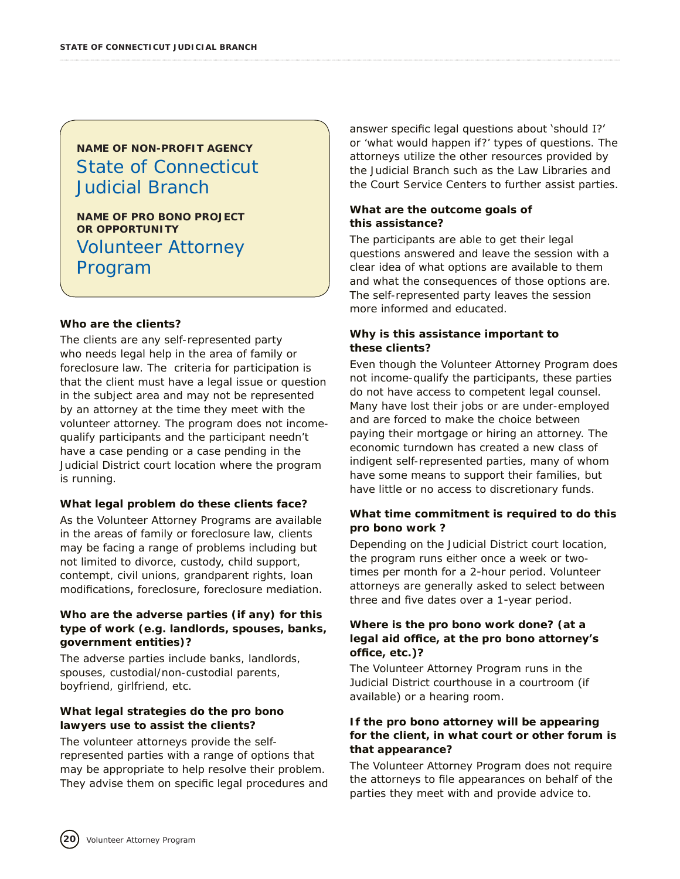**NAME OF NON-PROFIT AGENCY**

## State of Connecticut Judicial Branch

**NAME OF PRO BONO PROJECT OR OPPORTUNITY**

## Volunteer Attorney Program

**Who are the clients?**

The clients are any self-represented party who needs legal help in the area of family or foreclosure law. The criteria for participation is that the client must have a legal issue or question in the subject area and may not be represented by an attorney at the time they meet with the volunteer attorney. The program does not income-qualify participants and the participant needn't have a case pending or a case pending in the Judicial District court location where the program is running.

**What legal problem do these clients face?**

As the Volunteer Attorney Programs are available in the areas of family or foreclosure law, clients may be facing a range of problems including but not limited to divorce, custody, child support, contempt, civil unions, grandparent rights, loan modifications, foreclosure, foreclosure mediation.

**Who are the adverse parties (if any) for this type of work (e.g. landlords, spouses, banks, government entities)?**

The adverse parties include banks, landlords, spouses, custodial/non-custodial parents, boyfriend, girlfriend, etc.

**What legal strategies do the pro bono lawyers use to assist the clients?**

The volunteer attorneys provide the self-represented parties with a range of options that may be appropriate to help resolve their problem. They advise them on specific legal procedures and answer specific legal questions about 'should I?' or 'what would happen if?' types of questions. The attorneys utilize the other resources provided by the Judicial Branch such as the Law Libraries and the Court Service Centers to further assist parties.

**What are the outcome goals of this assistance?**

The participants are able to get their legal questions answered and leave the session with a clear idea of what options are available to them and what the consequences of those options are. The self-represented party leaves the session more informed and educated.

**Why is this assistance important to these clients?**

Even though the Volunteer Attorney Program does not income-qualify the participants, these parties do not have access to competent legal counsel. Many have lost their jobs or are under-employed and are forced to make the choice between paying their mortgage or hiring an attorney. The economic turndown has created a new class of indigent self-represented parties, many of whom have some means to support their families, but have little or no access to discretionary funds.

**What time commitment is required to do this pro bono work ?**

Depending on the Judicial District court location, the program runs either once a week or two-times per month for a 2-hour period. Volunteer attorneys are generally asked to select between three and five dates over a 1-year period.

**Where is the pro bono work done? (at a legal aid office, at the pro bono attorney's office, etc.)?**

The Volunteer Attorney Program runs in the Judicial District courthouse in a courtroom (if available) or a hearing room.

**If the pro bono attorney will be appearing for the client, in what court or other forum is that appearance?**

The Volunteer Attorney Program does not require the attorneys to file appearances on behalf of the parties they meet with and provide advice to.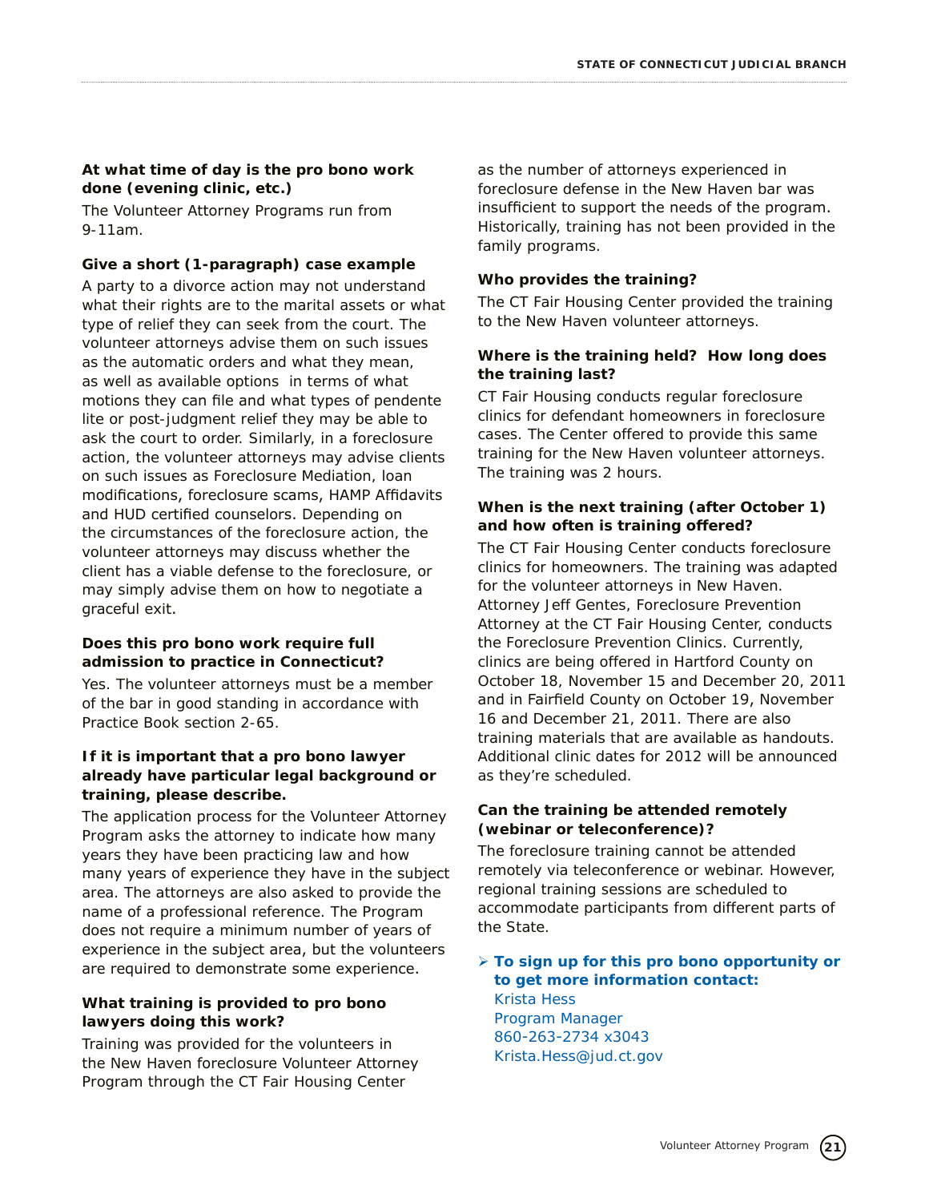**At what time of day is the pro bono work done (evening clinic, etc.)**

The Volunteer Attorney Programs run from 9-11am.

**Give a short (1-paragraph) case example**

A party to a divorce action may not understand what their rights are to the marital assets or what type of relief they can seek from the court. The volunteer attorneys advise them on such issues as the automatic orders and what they mean, as well as available options in terms of what motions they can file and what types of pendente lite or post-judgment relief they may be able to ask the court to order. Similarly, in a foreclosure action, the volunteer attorneys may advise clients on such issues as Foreclosure Mediation, loan modifications, foreclosure scams, HAMP Affidavits and HUD certified counselors. Depending on the circumstances of the foreclosure action, the volunteer attorneys may discuss whether the client has a viable defense to the foreclosure, or may simply advise them on how to negotiate a graceful exit.

**Does this pro bono work require full admission to practice in Connecticut?**

Yes. The volunteer attorneys must be a member of the bar in good standing in accordance with Practice Book section 2-65.

**If it is important that a pro bono lawyer already have particular legal background or training, please describe.**

The application process for the Volunteer Attorney Program asks the attorney to indicate how many years they have been practicing law and how many years of experience they have in the subject area. The attorneys are also asked to provide the name of a professional reference. The Program does not require a minimum number of years of experience in the subject area, but the volunteers are required to demonstrate some experience.

**What training is provided to pro bono lawyers doing this work?**

Training was provided for the volunteers in the New Haven foreclosure Volunteer Attorney Program through the CT Fair Housing Center as the number of attorneys experienced in foreclosure defense in the New Haven bar was insufficient to support the needs of the program. Historically, training has not been provided in the family programs.

**Who provides the training?**

The CT Fair Housing Center provided the training to the New Haven volunteer attorneys.

**Where is the training held? How long does the training last?**

CT Fair Housing conducts regular foreclosure clinics for defendant homeowners in foreclosure cases. The Center offered to provide this same training for the New Haven volunteer attorneys. The training was 2 hours.

**When is the next training (after October 1) and how often is training offered?**

The CT Fair Housing Center conducts foreclosure clinics for homeowners. The training was adapted for the volunteer attorneys in New Haven. Attorney Jeff Gentes, Foreclosure Prevention Attorney at the CT Fair Housing Center, conducts the Foreclosure Prevention Clinics. Currently, clinics are being offered in Hartford County on October 18, November 15 and December 20, 2011 and in Fairfield County on October 19, November 16 and December 21, 2011. There are also training materials that are available as handouts. Additional clinic dates for 2012 will be announced as they're scheduled.

**Can the training be attended remotely (webinar or teleconference)?**

The foreclosure training cannot be attended remotely via teleconference or webinar. However, regional training sessions are scheduled to accommodate participants from different parts of the State.

- **To sign up for this pro bono opportunity or to get more information contact:**
  Krista Hess
  Program Manager
  860-263-2734 x3043
  Krista.Hess@jud.ct.gov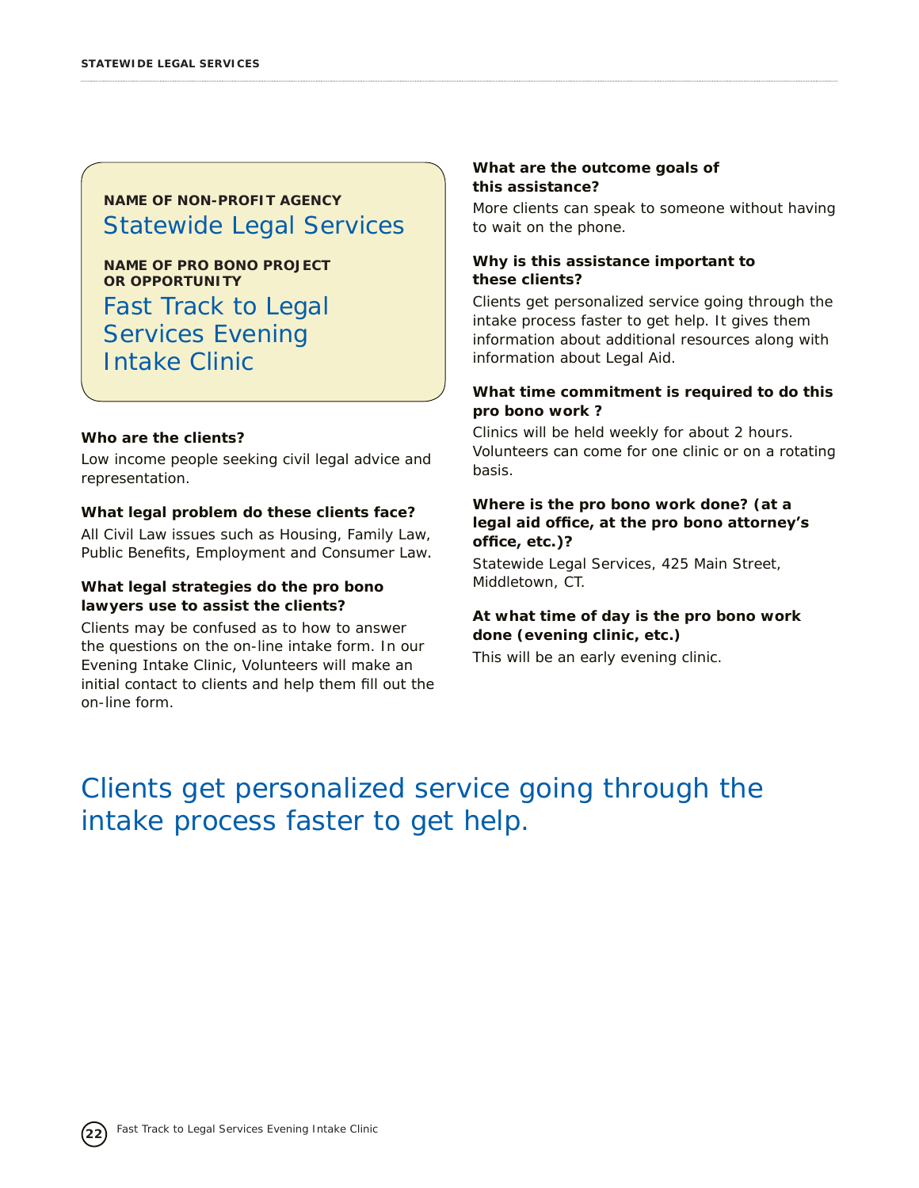**NAME OF NON-PROFIT AGENCY**

## Statewide Legal Services

**NAME OF PRO BONO PROJECT OR OPPORTUNITY**

## Fast Track to Legal Services Evening Intake Clinic

**Who are the clients?**

Low income people seeking civil legal advice and representation.

**What legal problem do these clients face?**

All Civil Law issues such as Housing, Family Law, Public Benefits, Employment and Consumer Law.

**What legal strategies do the pro bono lawyers use to assist the clients?**

Clients may be confused as to how to answer the questions on the on-line intake form. In our Evening Intake Clinic, Volunteers will make an initial contact to clients and help them fill out the on-line form.

**What are the outcome goals of this assistance?**

More clients can speak to someone without having to wait on the phone.

**Why is this assistance important to these clients?**

Clients get personalized service going through the intake process faster to get help. It gives them information about additional resources along with information about Legal Aid.

**What time commitment is required to do this pro bono work ?**

Clinics will be held weekly for about 2 hours. Volunteers can come for one clinic or on a rotating basis.

**Where is the pro bono work done? (at a legal aid office, at the pro bono attorney's office, etc.)?**

Statewide Legal Services, 425 Main Street, Middletown, CT.

**At what time of day is the pro bono work done (evening clinic, etc.)**

This will be an early evening clinic.

> Clients get personalized service going through the intake process faster to get help.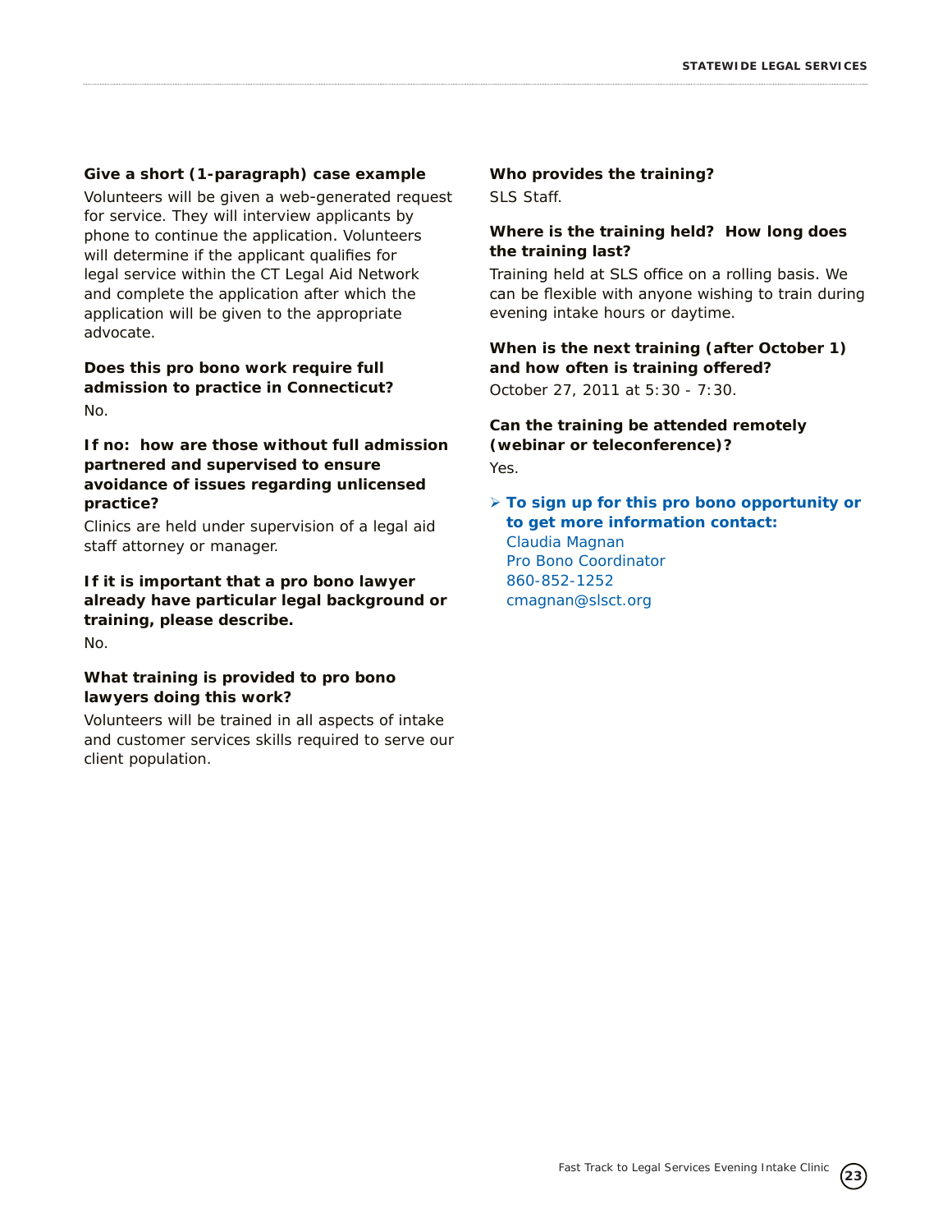**Give a short (1-paragraph) case example**

Volunteers will be given a web-generated request for service. They will interview applicants by phone to continue the application. Volunteers will determine if the applicant qualifies for legal service within the CT Legal Aid Network and complete the application after which the application will be given to the appropriate advocate.

**Does this pro bono work require full admission to practice in Connecticut?**

No.

**If no: how are those without full admission partnered and supervised to ensure avoidance of issues regarding unlicensed practice?**

Clinics are held under supervision of a legal aid staff attorney or manager.

**If it is important that a pro bono lawyer already have particular legal background or training, please describe.**

No.

**What training is provided to pro bono lawyers doing this work?**

Volunteers will be trained in all aspects of intake and customer services skills required to serve our client population.

**Who provides the training?**

SLS Staff.

**Where is the training held? How long does the training last?**

Training held at SLS office on a rolling basis. We can be flexible with anyone wishing to train during evening intake hours or daytime.

**When is the next training (after October 1) and how often is training offered?**

October 27, 2011 at 5:30 - 7:30.

**Can the training be attended remotely (webinar or teleconference)?**

Yes.

- **To sign up for this pro bono opportunity or to get more information contact:**
  Claudia Magnan
  Pro Bono Coordinator
  860-852-1252
  cmagnan@slsct.org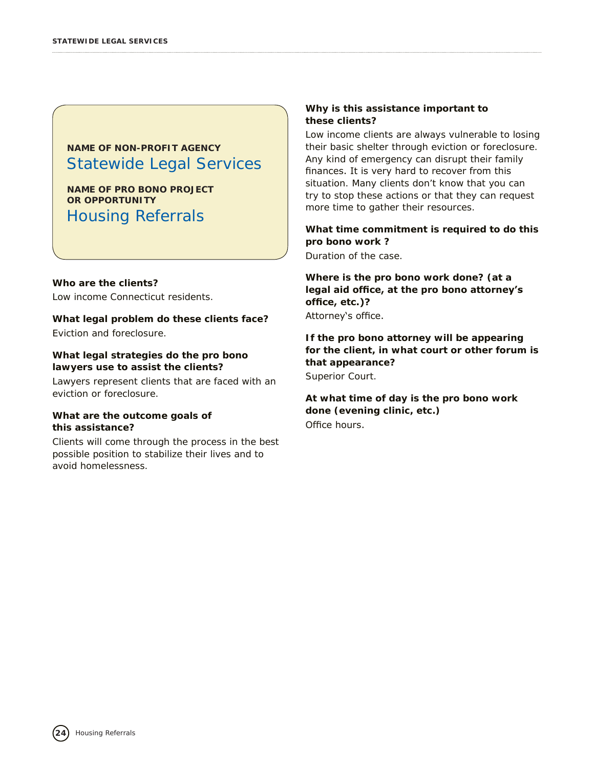**NAME OF NON-PROFIT AGENCY**

## Statewide Legal Services

**NAME OF PRO BONO PROJECT OR OPPORTUNITY**

## Housing Referrals

**Who are the clients?**

Low income Connecticut residents.

**What legal problem do these clients face?**

Eviction and foreclosure.

**What legal strategies do the pro bono lawyers use to assist the clients?**

Lawyers represent clients that are faced with an eviction or foreclosure.

**What are the outcome goals of this assistance?**

Clients will come through the process in the best possible position to stabilize their lives and to avoid homelessness.

**Why is this assistance important to these clients?**

Low income clients are always vulnerable to losing their basic shelter through eviction or foreclosure. Any kind of emergency can disrupt their family finances. It is very hard to recover from this situation. Many clients don't know that you can try to stop these actions or that they can request more time to gather their resources.

**What time commitment is required to do this pro bono work ?**

Duration of the case.

**Where is the pro bono work done? (at a legal aid office, at the pro bono attorney's office, etc.)?**

Attorney's office.

**If the pro bono attorney will be appearing for the client, in what court or other forum is that appearance?**

Superior Court.

**At what time of day is the pro bono work done (evening clinic, etc.)**

Office hours.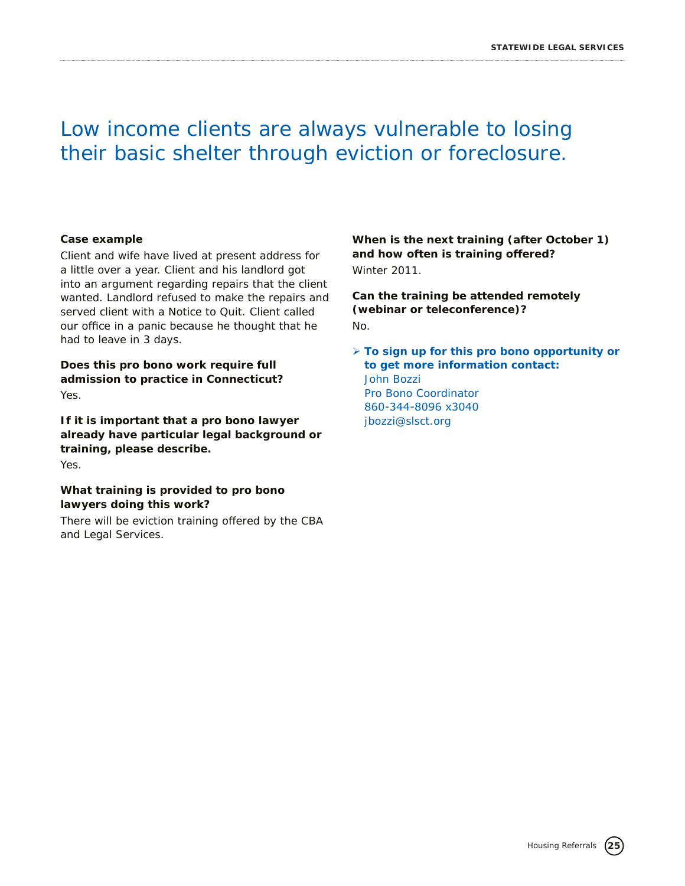## Low income clients are always vulnerable to losing their basic shelter through eviction or foreclosure.

**Case example**

Client and wife have lived at present address for a little over a year. Client and his landlord got into an argument regarding repairs that the client wanted. Landlord refused to make the repairs and served client with a Notice to Quit. Client called our office in a panic because he thought that he had to leave in 3 days.

**Does this pro bono work require full admission to practice in Connecticut?**

Yes.

**If it is important that a pro bono lawyer already have particular legal background or training, please describe.**

Yes.

**What training is provided to pro bono lawyers doing this work?**

There will be eviction training offered by the CBA and Legal Services.

**When is the next training (after October 1) and how often is training offered?**

Winter 2011.

**Can the training be attended remotely (webinar or teleconference)?**

No.

- **To sign up for this pro bono opportunity or to get more information contact:**
  John Bozzi
  Pro Bono Coordinator
  860-344-8096 x3040
  jbozzi@slsct.org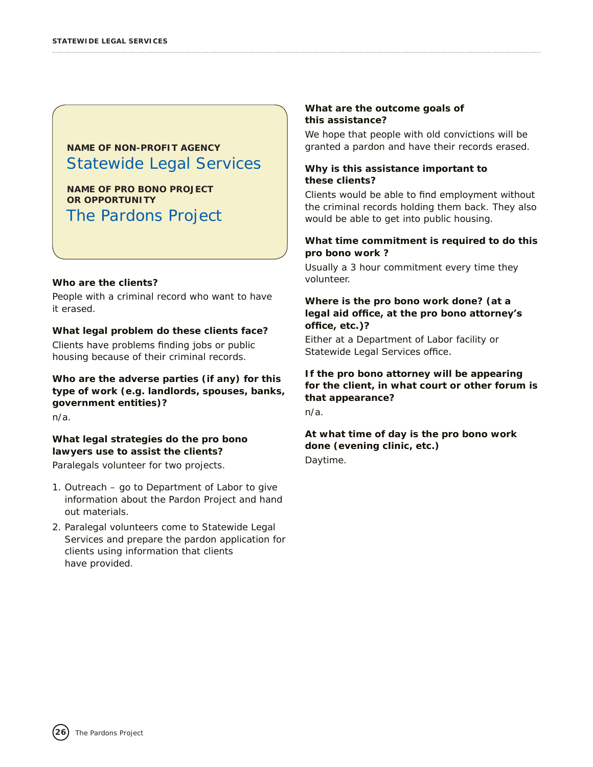**NAME OF NON-PROFIT AGENCY**

## Statewide Legal Services

**NAME OF PRO BONO PROJECT OR OPPORTUNITY**

## The Pardons Project

**Who are the clients?**

People with a criminal record who want to have it erased.

**What legal problem do these clients face?**

Clients have problems finding jobs or public housing because of their criminal records.

**Who are the adverse parties (if any) for this type of work (e.g. landlords, spouses, banks, government entities)?**

n/a.

**What legal strategies do the pro bono lawyers use to assist the clients?**

Paralegals volunteer for two projects.

1. Outreach – go to Department of Labor to give information about the Pardon Project and hand out materials.
2. Paralegal volunteers come to Statewide Legal Services and prepare the pardon application for clients using information that clients have provided.

**What are the outcome goals of this assistance?**

We hope that people with old convictions will be granted a pardon and have their records erased.

**Why is this assistance important to these clients?**

Clients would be able to find employment without the criminal records holding them back. They also would be able to get into public housing.

**What time commitment is required to do this pro bono work ?**

Usually a 3 hour commitment every time they volunteer.

**Where is the pro bono work done? (at a legal aid office, at the pro bono attorney's office, etc.)?**

Either at a Department of Labor facility or Statewide Legal Services office.

**If the pro bono attorney will be appearing for the client, in what court or other forum is that appearance?**

n/a.

**At what time of day is the pro bono work done (evening clinic, etc.)**

Daytime.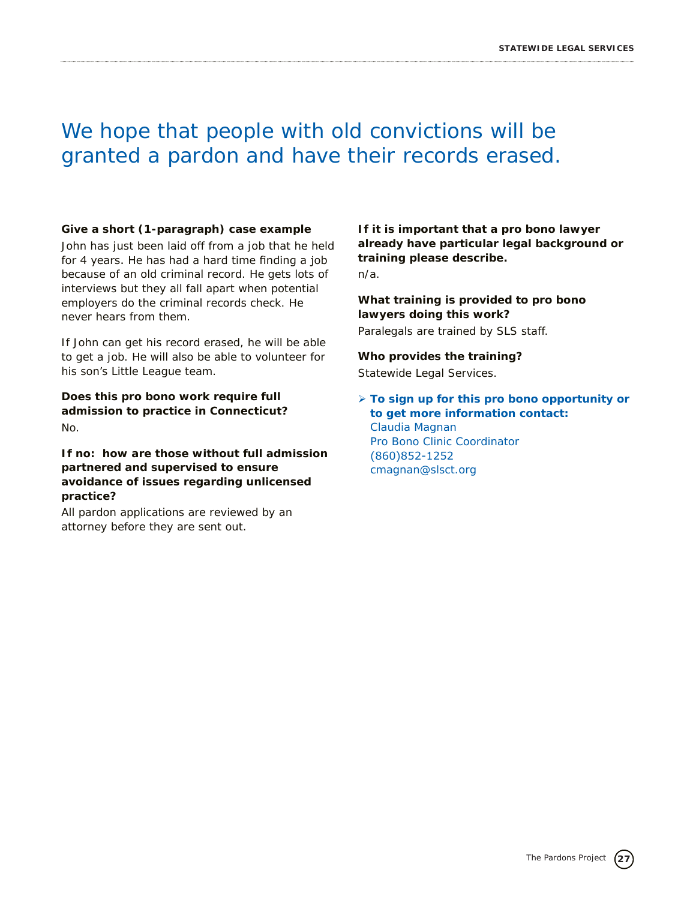# We hope that people with old convictions will be granted a pardon and have their records erased.

**Give a short (1-paragraph) case example**

John has just been laid off from a job that he held for 4 years. He has had a hard time finding a job because of an old criminal record. He gets lots of interviews but they all fall apart when potential employers do the criminal records check. He never hears from them.

If John can get his record erased, he will be able to get a job. He will also be able to volunteer for his son's Little League team.

**Does this pro bono work require full admission to practice in Connecticut?**

No.

**If no: how are those without full admission partnered and supervised to ensure avoidance of issues regarding unlicensed practice?**

All pardon applications are reviewed by an attorney before they are sent out.

**If it is important that a pro bono lawyer already have particular legal background or training please describe.**

n/a.

**What training is provided to pro bono lawyers doing this work?**

Paralegals are trained by SLS staff.

**Who provides the training?**

Statewide Legal Services.

- **To sign up for this pro bono opportunity or to get more information contact:**
  Claudia Magnan
  Pro Bono Clinic Coordinator
  (860)852-1252
  cmagnan@slsct.org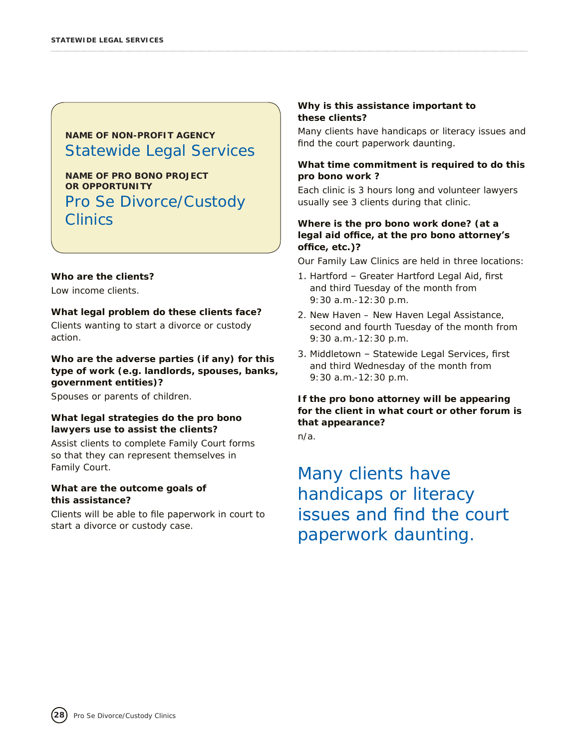**NAME OF NON-PROFIT AGENCY**

# Statewide Legal Services

**NAME OF PRO BONO PROJECT OR OPPORTUNITY**

## Pro Se Divorce/Custody Clinics

**Who are the clients?**

Low income clients.

**What legal problem do these clients face?**

Clients wanting to start a divorce or custody action.

**Who are the adverse parties (if any) for this type of work (e.g. landlords, spouses, banks, government entities)?**

Spouses or parents of children.

**What legal strategies do the pro bono lawyers use to assist the clients?**

Assist clients to complete Family Court forms so that they can represent themselves in Family Court.

**What are the outcome goals of this assistance?**

Clients will be able to file paperwork in court to start a divorce or custody case.

**Why is this assistance important to these clients?**

Many clients have handicaps or literacy issues and find the court paperwork daunting.

**What time commitment is required to do this pro bono work ?**

Each clinic is 3 hours long and volunteer lawyers usually see 3 clients during that clinic.

**Where is the pro bono work done? (at a legal aid office, at the pro bono attorney's office, etc.)?**

Our Family Law Clinics are held in three locations:

1. Hartford – Greater Hartford Legal Aid, first and third Tuesday of the month from 9:30 a.m.-12:30 p.m.
2. New Haven – New Haven Legal Assistance, second and fourth Tuesday of the month from 9:30 a.m.-12:30 p.m.
3. Middletown – Statewide Legal Services, first and third Wednesday of the month from 9:30 a.m.-12:30 p.m.

**If the pro bono attorney will be appearing for the client in what court or other forum is that appearance?**

n/a.

Many clients have handicaps or literacy issues and find the court paperwork daunting.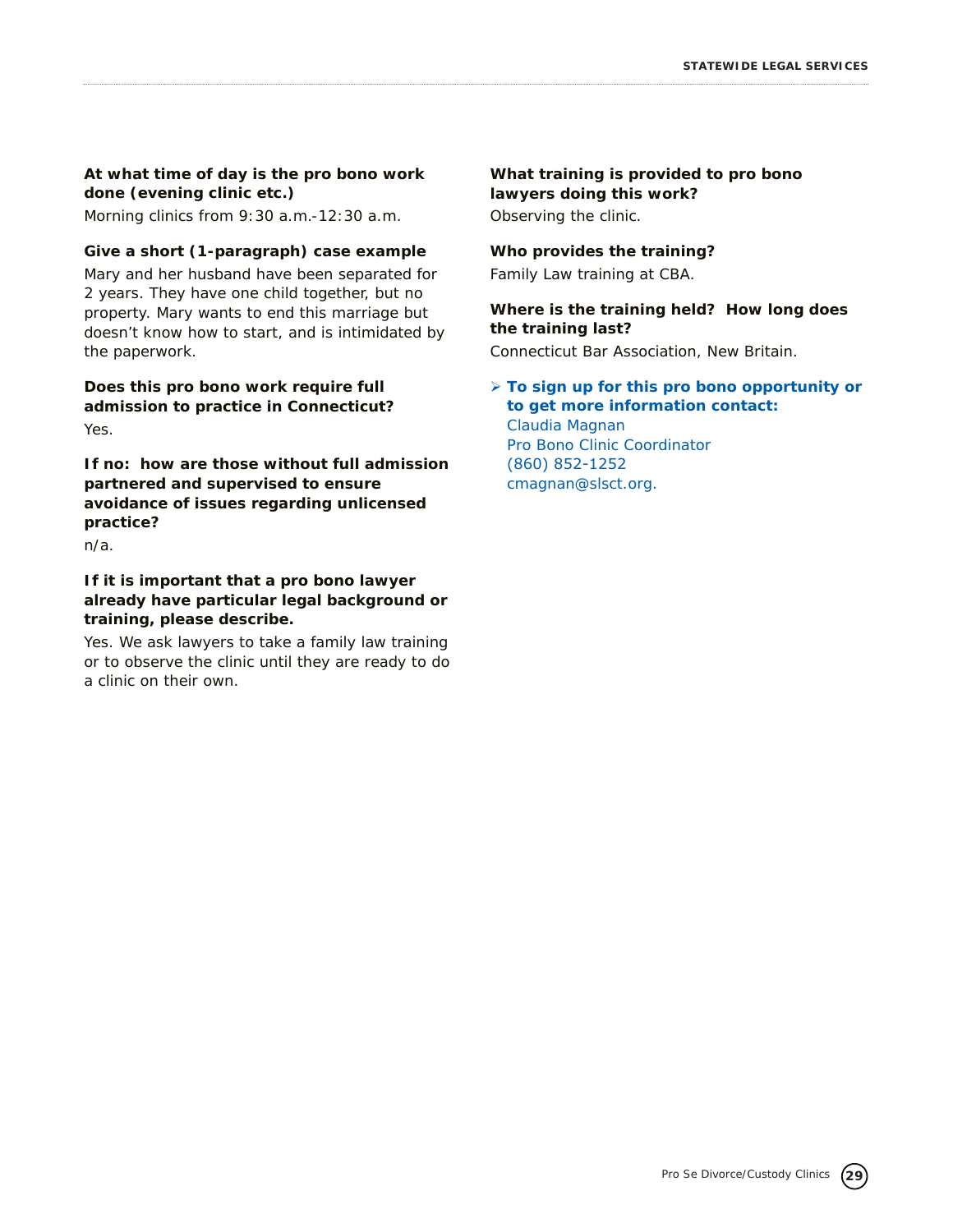**At what time of day is the pro bono work done (evening clinic etc.)**

Morning clinics from 9:30 a.m.-12:30 a.m.

**Give a short (1-paragraph) case example**

Mary and her husband have been separated for 2 years. They have one child together, but no property. Mary wants to end this marriage but doesn't know how to start, and is intimidated by the paperwork.

**Does this pro bono work require full admission to practice in Connecticut?**

Yes.

**If no: how are those without full admission partnered and supervised to ensure avoidance of issues regarding unlicensed practice?**

n/a.

**If it is important that a pro bono lawyer already have particular legal background or training, please describe.**

Yes. We ask lawyers to take a family law training or to observe the clinic until they are ready to do a clinic on their own.

**What training is provided to pro bono lawyers doing this work?**

Observing the clinic.

**Who provides the training?**

Family Law training at CBA.

**Where is the training held? How long does the training last?**

Connecticut Bar Association, New Britain.

- **To sign up for this pro bono opportunity or to get more information contact:**
  Claudia Magnan
  Pro Bono Clinic Coordinator
  (860) 852-1252
  cmagnan@slsct.org.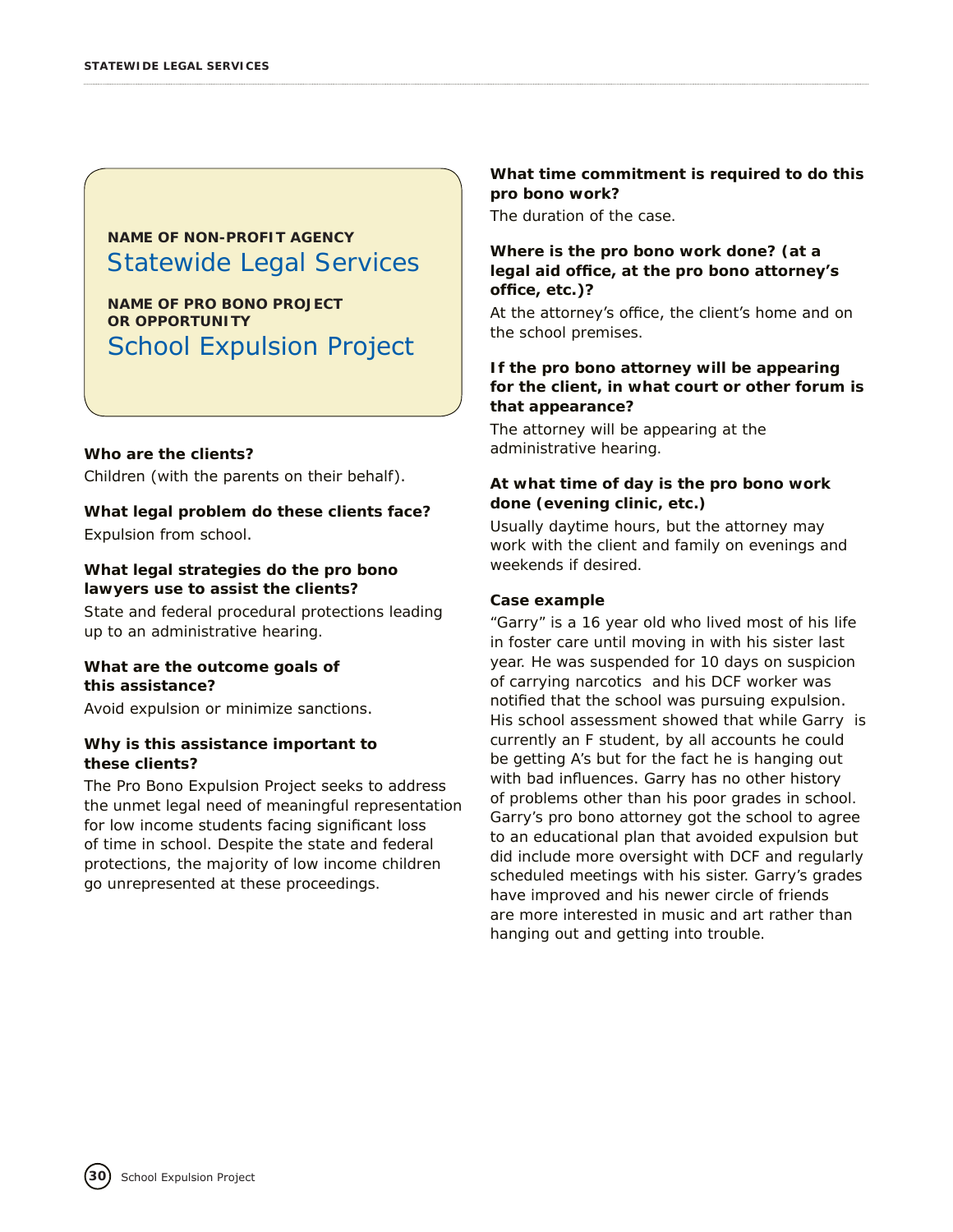**NAME OF NON-PROFIT AGENCY**

## Statewide Legal Services

**NAME OF PRO BONO PROJECT OR OPPORTUNITY**

## School Expulsion Project

**Who are the clients?**

Children (with the parents on their behalf).

**What legal problem do these clients face?**

Expulsion from school.

**What legal strategies do the pro bono lawyers use to assist the clients?**

State and federal procedural protections leading up to an administrative hearing.

**What are the outcome goals of this assistance?**

Avoid expulsion or minimize sanctions.

**Why is this assistance important to these clients?**

The Pro Bono Expulsion Project seeks to address the unmet legal need of meaningful representation for low income students facing significant loss of time in school. Despite the state and federal protections, the majority of low income children go unrepresented at these proceedings.

**What time commitment is required to do this pro bono work?**

The duration of the case.

**Where is the pro bono work done? (at a legal aid office, at the pro bono attorney's office, etc.)?**

At the attorney's office, the client's home and on the school premises.

**If the pro bono attorney will be appearing for the client, in what court or other forum is that appearance?**

The attorney will be appearing at the administrative hearing.

**At what time of day is the pro bono work done (evening clinic, etc.)**

Usually daytime hours, but the attorney may work with the client and family on evenings and weekends if desired.

**Case example**

"Garry" is a 16 year old who lived most of his life in foster care until moving in with his sister last year. He was suspended for 10 days on suspicion of carrying narcotics and his DCF worker was notified that the school was pursuing expulsion. His school assessment showed that while Garry is currently an F student, by all accounts he could be getting A's but for the fact he is hanging out with bad influences. Garry has no other history of problems other than his poor grades in school. Garry's pro bono attorney got the school to agree to an educational plan that avoided expulsion but did include more oversight with DCF and regularly scheduled meetings with his sister. Garry's grades have improved and his newer circle of friends are more interested in music and art rather than hanging out and getting into trouble.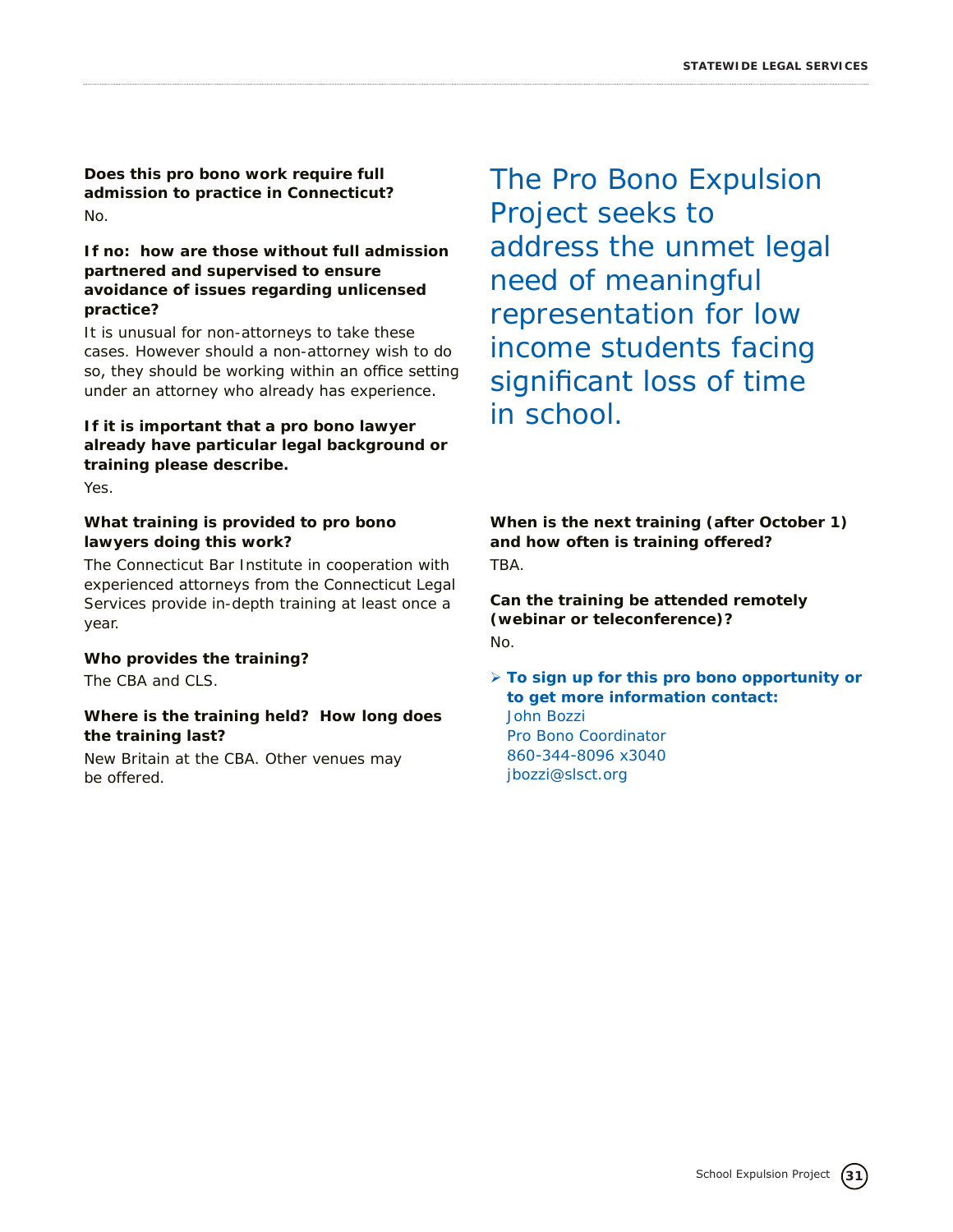**Does this pro bono work require full admission to practice in Connecticut?**

No.

**If no: how are those without full admission partnered and supervised to ensure avoidance of issues regarding unlicensed practice?**

It is unusual for non-attorneys to take these cases. However should a non-attorney wish to do so, they should be working within an office setting under an attorney who already has experience.

**If it is important that a pro bono lawyer already have particular legal background or training please describe.**

Yes.

**What training is provided to pro bono lawyers doing this work?**

The Connecticut Bar Institute in cooperation with experienced attorneys from the Connecticut Legal Services provide in-depth training at least once a year.

**Who provides the training?**

The CBA and CLS.

**Where is the training held? How long does the training last?**

New Britain at the CBA. Other venues may be offered.

The Pro Bono Expulsion Project seeks to address the unmet legal need of meaningful representation for low income students facing significant loss of time in school.

**When is the next training (after October 1) and how often is training offered?**

TBA.

**Can the training be attended remotely (webinar or teleconference)?**

No.

- **To sign up for this pro bono opportunity or to get more information contact:**
  John Bozzi
  Pro Bono Coordinator
  860-344-8096 x3040
  jbozzi@slsct.org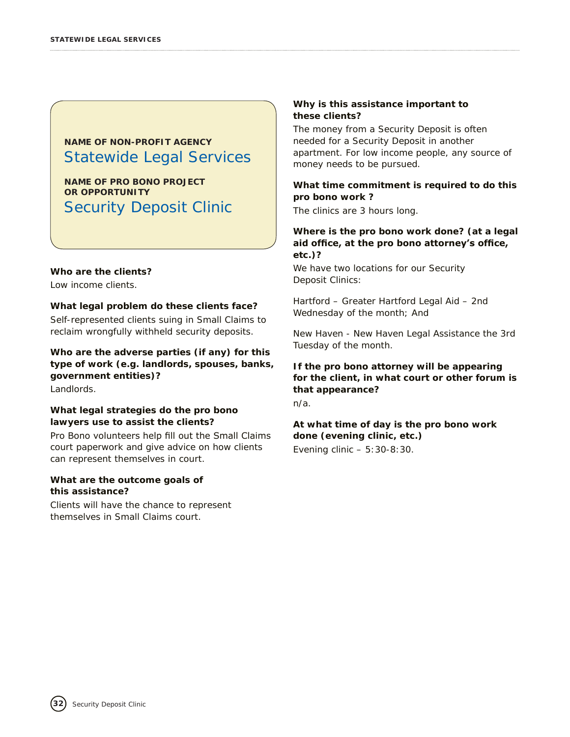**NAME OF NON-PROFIT AGENCY**

## Statewide Legal Services

**NAME OF PRO BONO PROJECT OR OPPORTUNITY**

## Security Deposit Clinic

**Who are the clients?**

Low income clients.

**What legal problem do these clients face?**

Self-represented clients suing in Small Claims to reclaim wrongfully withheld security deposits.

**Who are the adverse parties (if any) for this type of work (e.g. landlords, spouses, banks, government entities)?**

Landlords.

**What legal strategies do the pro bono lawyers use to assist the clients?**

Pro Bono volunteers help fill out the Small Claims court paperwork and give advice on how clients can represent themselves in court.

**What are the outcome goals of this assistance?**

Clients will have the chance to represent themselves in Small Claims court.

**Why is this assistance important to these clients?**

The money from a Security Deposit is often needed for a Security Deposit in another apartment. For low income people, any source of money needs to be pursued.

**What time commitment is required to do this pro bono work ?**

The clinics are 3 hours long.

**Where is the pro bono work done? (at a legal aid office, at the pro bono attorney's office, etc.)?**

We have two locations for our Security Deposit Clinics:

Hartford – Greater Hartford Legal Aid – 2nd Wednesday of the month; And

New Haven - New Haven Legal Assistance the 3rd Tuesday of the month.

**If the pro bono attorney will be appearing for the client, in what court or other forum is that appearance?**

n/a.

**At what time of day is the pro bono work done (evening clinic, etc.)**

Evening clinic – 5:30-8:30.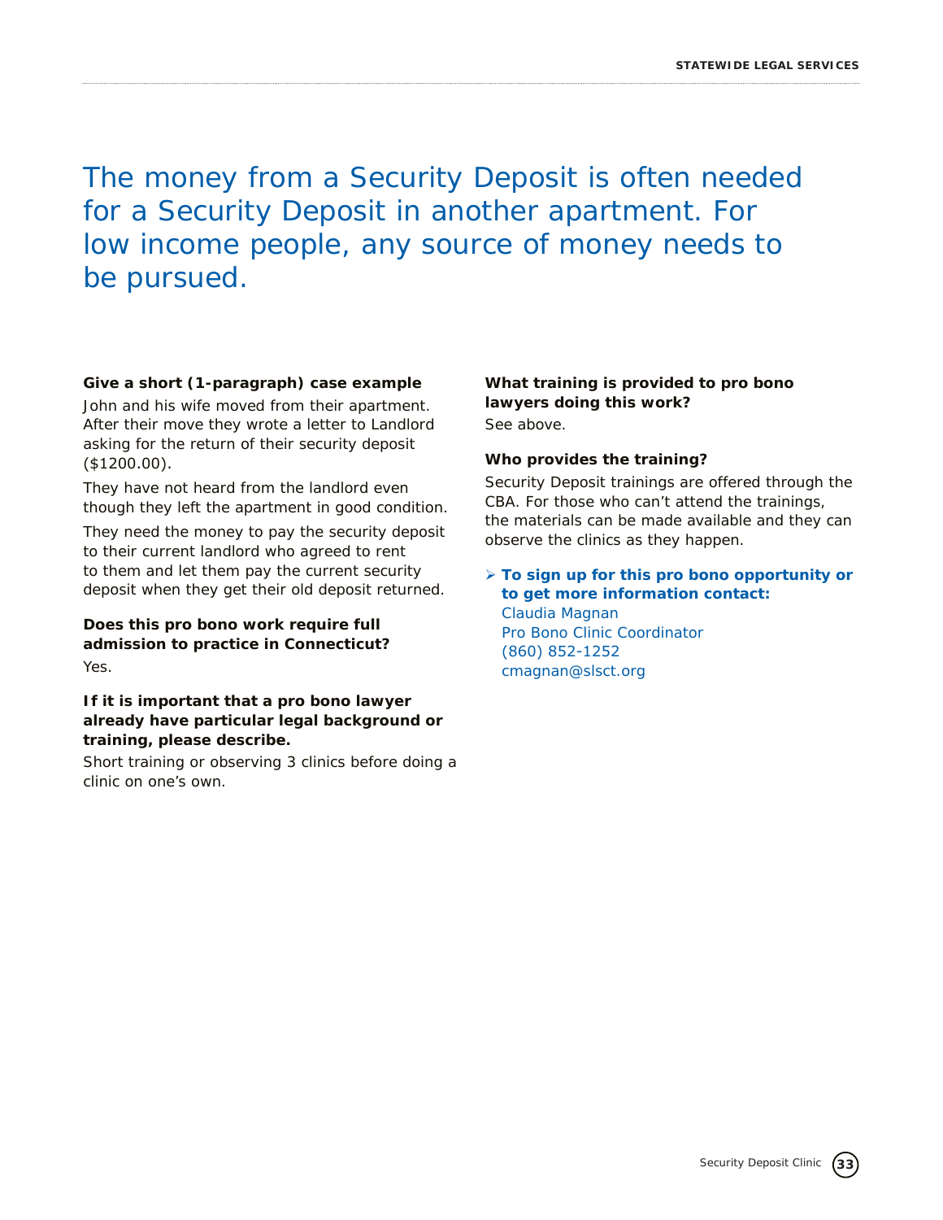## The money from a Security Deposit is often needed for a Security Deposit in another apartment. For low income people, any source of money needs to be pursued.

**Give a short (1-paragraph) case example**

John and his wife moved from their apartment. After their move they wrote a letter to Landlord asking for the return of their security deposit ($1200.00).

They have not heard from the landlord even though they left the apartment in good condition.

They need the money to pay the security deposit to their current landlord who agreed to rent to them and let them pay the current security deposit when they get their old deposit returned.

**Does this pro bono work require full admission to practice in Connecticut?**

Yes.

**If it is important that a pro bono lawyer already have particular legal background or training, please describe.**

Short training or observing 3 clinics before doing a clinic on one's own.

**What training is provided to pro bono lawyers doing this work?**

See above.

**Who provides the training?**

Security Deposit trainings are offered through the CBA. For those who can't attend the trainings, the materials can be made available and they can observe the clinics as they happen.

- **To sign up for this pro bono opportunity or to get more information contact:**
  Claudia Magnan
  Pro Bono Clinic Coordinator
  (860) 852-1252
  cmagnan@slsct.org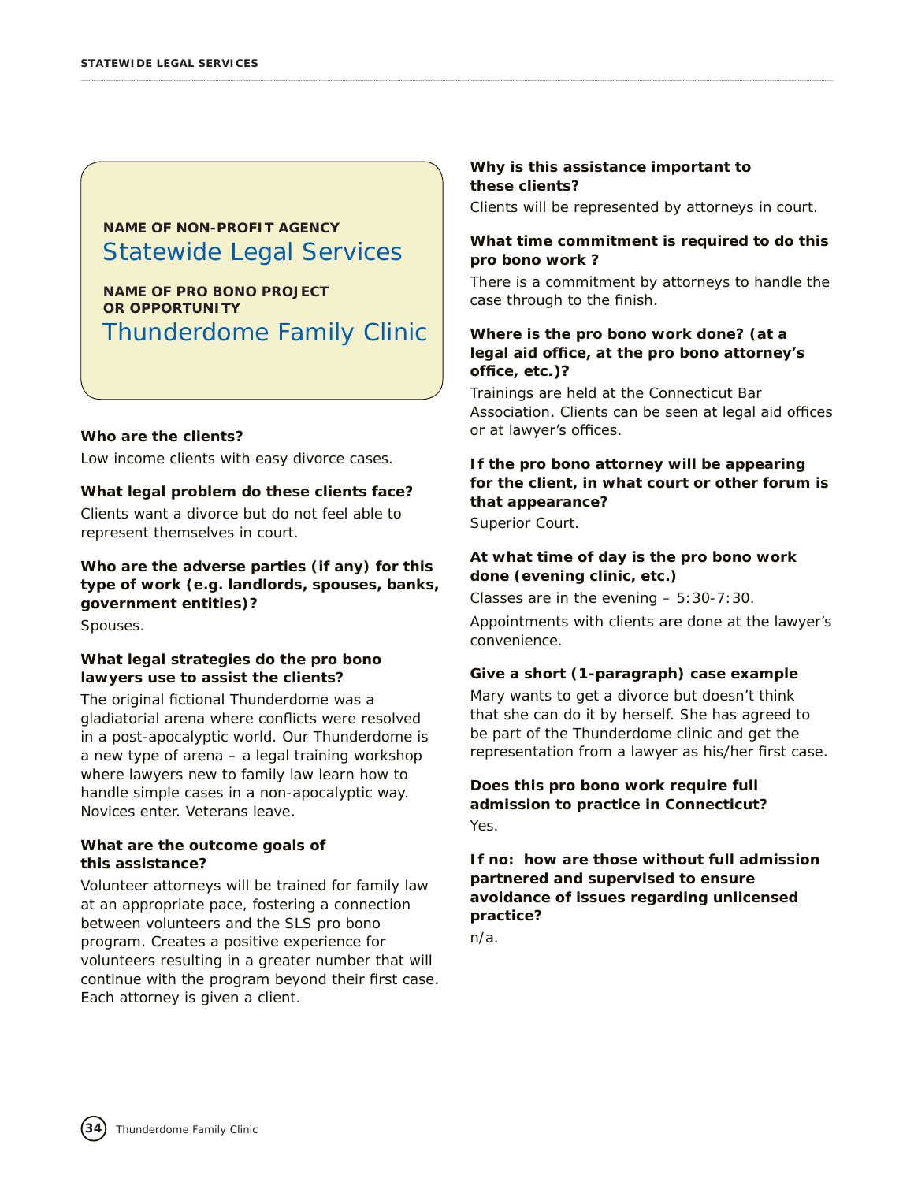**NAME OF NON-PROFIT AGENCY**

# Statewide Legal Services

**NAME OF PRO BONO PROJECT OR OPPORTUNITY**

## Thunderdome Family Clinic

**Who are the clients?**

Low income clients with easy divorce cases.

**What legal problem do these clients face?**

Clients want a divorce but do not feel able to represent themselves in court.

**Who are the adverse parties (if any) for this type of work (e.g. landlords, spouses, banks, government entities)?**

Spouses.

**What legal strategies do the pro bono lawyers use to assist the clients?**

The original fictional Thunderdome was a gladiatorial arena where conflicts were resolved in a post-apocalyptic world. Our Thunderdome is a new type of arena – a legal training workshop where lawyers new to family law learn how to handle simple cases in a non-apocalyptic way. Novices enter. Veterans leave.

**What are the outcome goals of this assistance?**

Volunteer attorneys will be trained for family law at an appropriate pace, fostering a connection between volunteers and the SLS pro bono program. Creates a positive experience for volunteers resulting in a greater number that will continue with the program beyond their first case. Each attorney is given a client.

**Why is this assistance important to these clients?**

Clients will be represented by attorneys in court.

**What time commitment is required to do this pro bono work ?**

There is a commitment by attorneys to handle the case through to the finish.

**Where is the pro bono work done? (at a legal aid office, at the pro bono attorney's office, etc.)?**

Trainings are held at the Connecticut Bar Association. Clients can be seen at legal aid offices or at lawyer's offices.

**If the pro bono attorney will be appearing for the client, in what court or other forum is that appearance?**

Superior Court.

**At what time of day is the pro bono work done (evening clinic, etc.)**

Classes are in the evening – 5:30-7:30.

Appointments with clients are done at the lawyer's convenience.

**Give a short (1-paragraph) case example**

Mary wants to get a divorce but doesn't think that she can do it by herself. She has agreed to be part of the Thunderdome clinic and get the representation from a lawyer as his/her first case.

**Does this pro bono work require full admission to practice in Connecticut?**

Yes.

**If no: how are those without full admission partnered and supervised to ensure avoidance of issues regarding unlicensed practice?**

n/a.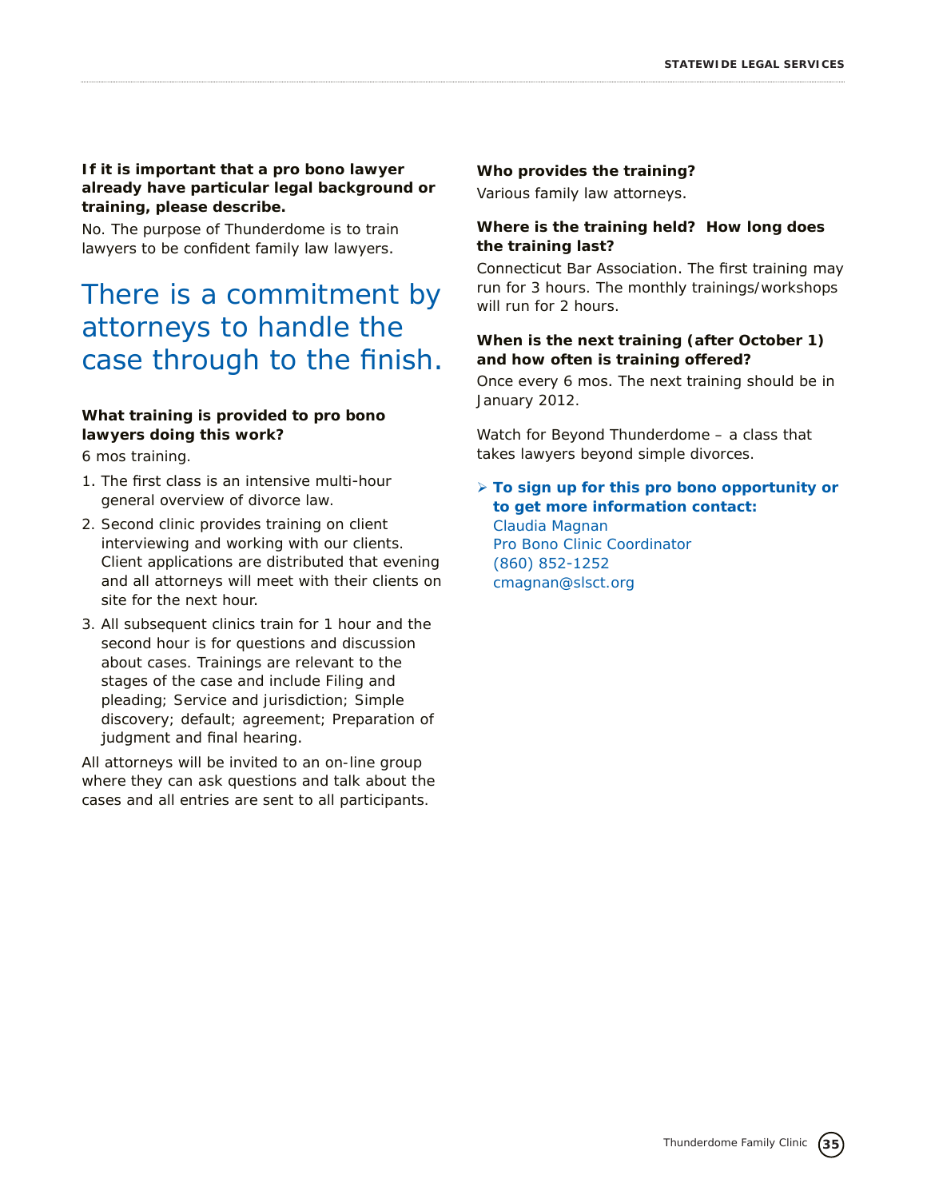**If it is important that a pro bono lawyer already have particular legal background or training, please describe.**

No. The purpose of Thunderdome is to train lawyers to be confident family law lawyers.

## There is a commitment by attorneys to handle the case through to the finish.

**What training is provided to pro bono lawyers doing this work?**

6 mos training.

1. The first class is an intensive multi-hour general overview of divorce law.
2. Second clinic provides training on client interviewing and working with our clients. Client applications are distributed that evening and all attorneys will meet with their clients on site for the next hour.
3. All subsequent clinics train for 1 hour and the second hour is for questions and discussion about cases. Trainings are relevant to the stages of the case and include Filing and pleading; Service and jurisdiction; Simple discovery; default; agreement; Preparation of judgment and final hearing.

All attorneys will be invited to an on-line group where they can ask questions and talk about the cases and all entries are sent to all participants.

**Who provides the training?**

Various family law attorneys.

**Where is the training held? How long does the training last?**

Connecticut Bar Association. The first training may run for 3 hours. The monthly trainings/workshops will run for 2 hours.

**When is the next training (after October 1) and how often is training offered?**

Once every 6 mos. The next training should be in January 2012.

Watch for Beyond Thunderdome – a class that takes lawyers beyond simple divorces.

- **To sign up for this pro bono opportunity or to get more information contact:**
  Claudia Magnan
  Pro Bono Clinic Coordinator
  (860) 852-1252
  cmagnan@slsct.org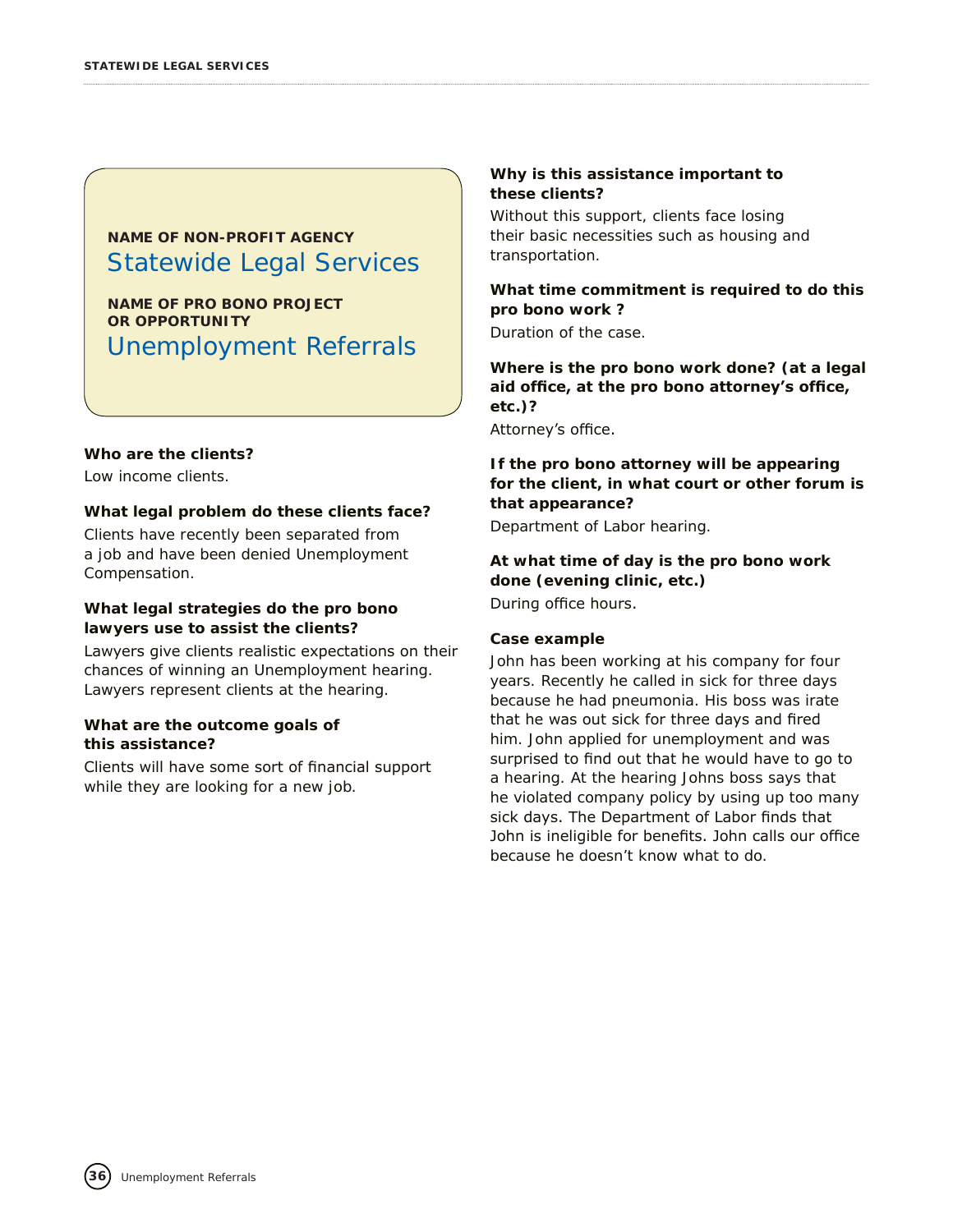**NAME OF NON-PROFIT AGENCY**

## Statewide Legal Services

**NAME OF PRO BONO PROJECT OR OPPORTUNITY**

## Unemployment Referrals

**Who are the clients?**

Low income clients.

**What legal problem do these clients face?**

Clients have recently been separated from a job and have been denied Unemployment Compensation.

**What legal strategies do the pro bono lawyers use to assist the clients?**

Lawyers give clients realistic expectations on their chances of winning an Unemployment hearing. Lawyers represent clients at the hearing.

**What are the outcome goals of this assistance?**

Clients will have some sort of financial support while they are looking for a new job.

**Why is this assistance important to these clients?**

Without this support, clients face losing their basic necessities such as housing and transportation.

**What time commitment is required to do this pro bono work ?**

Duration of the case.

**Where is the pro bono work done? (at a legal aid office, at the pro bono attorney's office, etc.)?**

Attorney's office.

**If the pro bono attorney will be appearing for the client, in what court or other forum is that appearance?**

Department of Labor hearing.

**At what time of day is the pro bono work done (evening clinic, etc.)**

During office hours.

**Case example**

John has been working at his company for four years. Recently he called in sick for three days because he had pneumonia. His boss was irate that he was out sick for three days and fired him. John applied for unemployment and was surprised to find out that he would have to go to a hearing. At the hearing Johns boss says that he violated company policy by using up too many sick days. The Department of Labor finds that John is ineligible for benefits. John calls our office because he doesn't know what to do.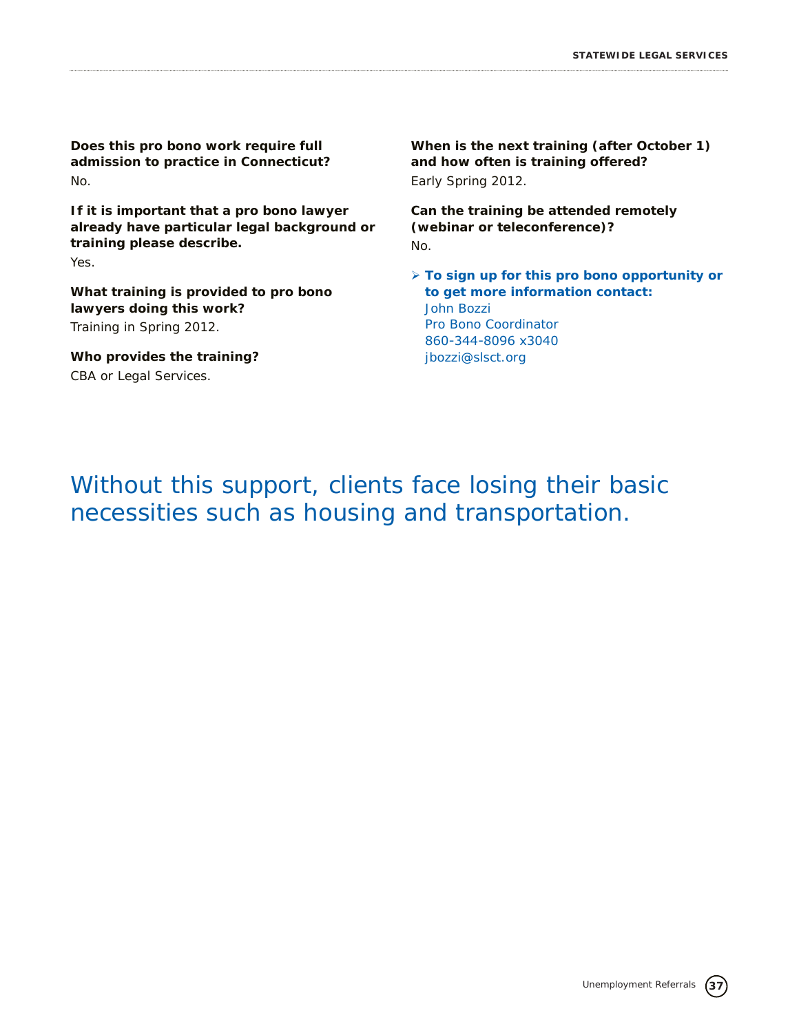**Does this pro bono work require full admission to practice in Connecticut?**

No.

**If it is important that a pro bono lawyer already have particular legal background or training please describe.**

Yes.

**What training is provided to pro bono lawyers doing this work?**

Training in Spring 2012.

**Who provides the training?**

CBA or Legal Services.

**When is the next training (after October 1) and how often is training offered?**

Early Spring 2012.

**Can the training be attended remotely (webinar or teleconference)?**

No.

- **To sign up for this pro bono opportunity or to get more information contact:**
  John Bozzi
  Pro Bono Coordinator
  860-344-8096 x3040
  jbozzi@slsct.org

Without this support, clients face losing their basic necessities such as housing and transportation.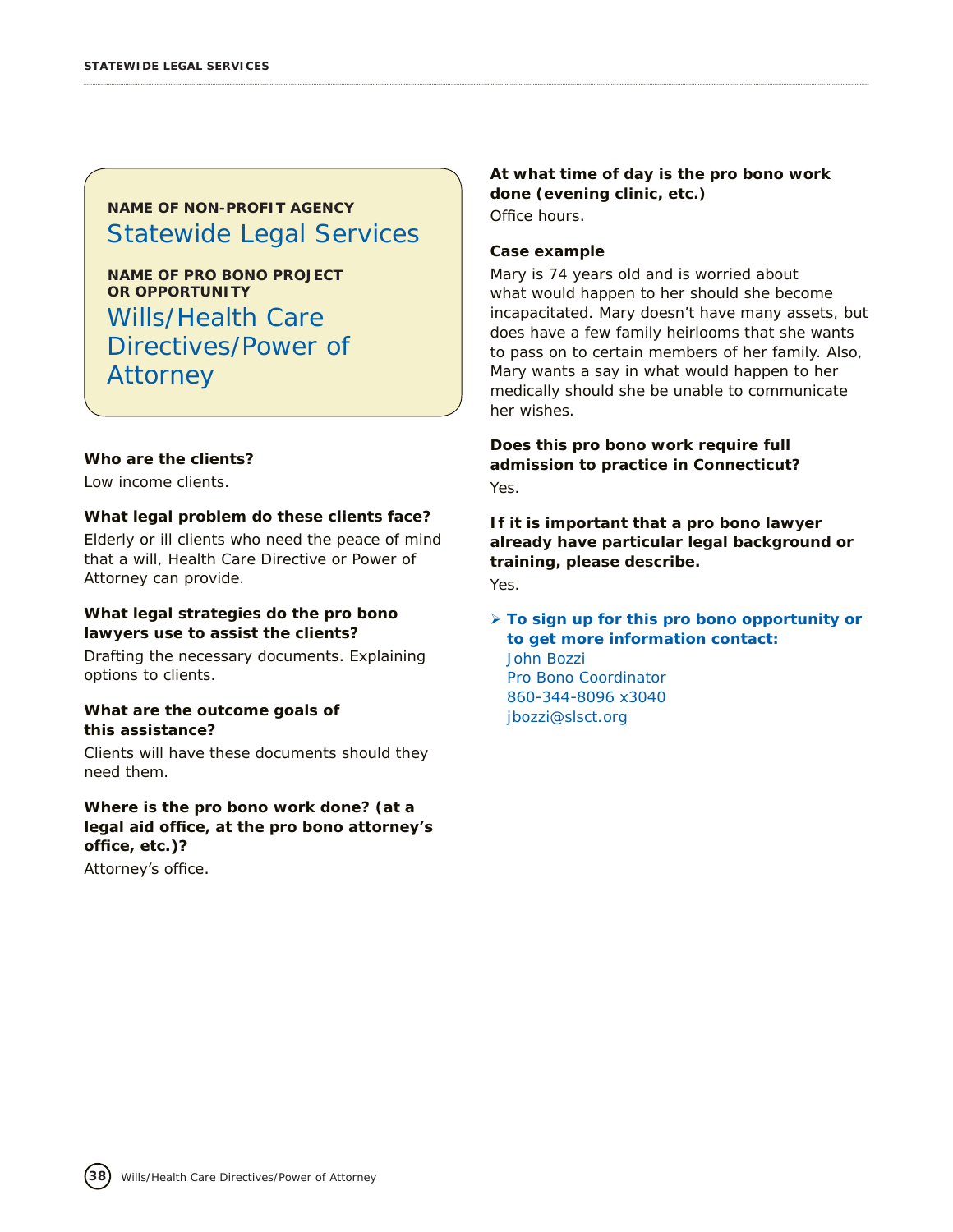**NAME OF NON-PROFIT AGENCY**

## Statewide Legal Services

**NAME OF PRO BONO PROJECT OR OPPORTUNITY**

## Wills/Health Care Directives/Power of Attorney

**Who are the clients?**

Low income clients.

**What legal problem do these clients face?**

Elderly or ill clients who need the peace of mind that a will, Health Care Directive or Power of Attorney can provide.

**What legal strategies do the pro bono lawyers use to assist the clients?**

Drafting the necessary documents. Explaining options to clients.

**What are the outcome goals of this assistance?**

Clients will have these documents should they need them.

**Where is the pro bono work done? (at a legal aid office, at the pro bono attorney's office, etc.)?**

Attorney's office.

**At what time of day is the pro bono work done (evening clinic, etc.)**

Office hours.

**Case example**

Mary is 74 years old and is worried about what would happen to her should she become incapacitated. Mary doesn't have many assets, but does have a few family heirlooms that she wants to pass on to certain members of her family. Also, Mary wants a say in what would happen to her medically should she be unable to communicate her wishes.

**Does this pro bono work require full admission to practice in Connecticut?**

Yes.

**If it is important that a pro bono lawyer already have particular legal background or training, please describe.**

Yes.

- **To sign up for this pro bono opportunity or to get more information contact:**
  John Bozzi
  Pro Bono Coordinator
  860-344-8096 x3040
  jbozzi@slsct.org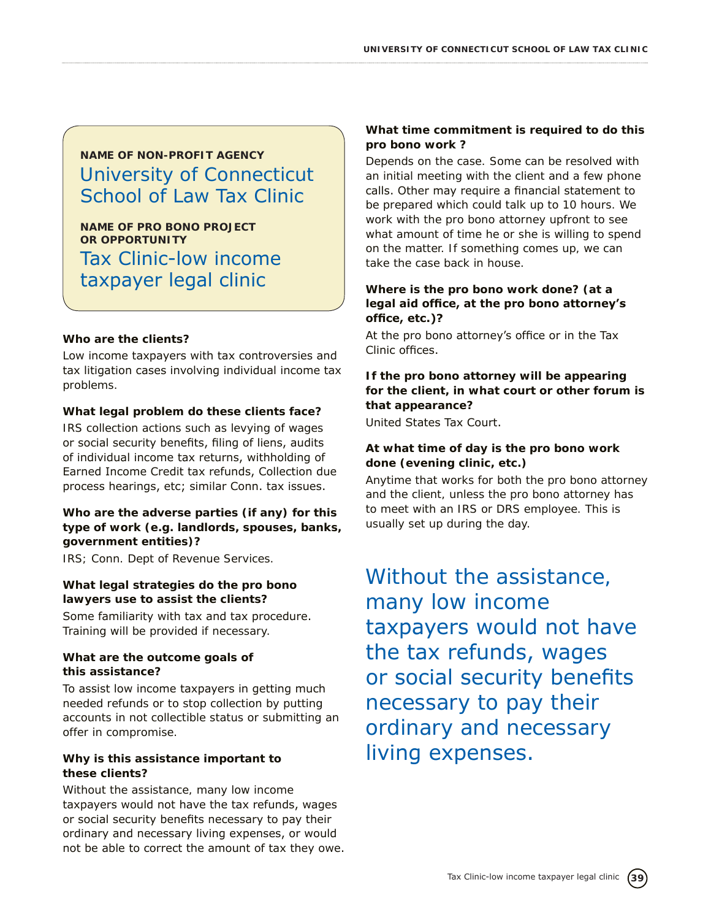**NAME OF NON-PROFIT AGENCY**

## University of Connecticut School of Law Tax Clinic

**NAME OF PRO BONO PROJECT OR OPPORTUNITY**

## Tax Clinic-low income taxpayer legal clinic

**Who are the clients?**

Low income taxpayers with tax controversies and tax litigation cases involving individual income tax problems.

**What legal problem do these clients face?**

IRS collection actions such as levying of wages or social security benefits, filing of liens, audits of individual income tax returns, withholding of Earned Income Credit tax refunds, Collection due process hearings, etc; similar Conn. tax issues.

**Who are the adverse parties (if any) for this type of work (e.g. landlords, spouses, banks, government entities)?**

IRS; Conn. Dept of Revenue Services.

**What legal strategies do the pro bono lawyers use to assist the clients?**

Some familiarity with tax and tax procedure. Training will be provided if necessary.

**What are the outcome goals of this assistance?**

To assist low income taxpayers in getting much needed refunds or to stop collection by putting accounts in not collectible status or submitting an offer in compromise.

**Why is this assistance important to these clients?**

Without the assistance, many low income taxpayers would not have the tax refunds, wages or social security benefits necessary to pay their ordinary and necessary living expenses, or would not be able to correct the amount of tax they owe.

**What time commitment is required to do this pro bono work ?**

Depends on the case. Some can be resolved with an initial meeting with the client and a few phone calls. Other may require a financial statement to be prepared which could talk up to 10 hours. We work with the pro bono attorney upfront to see what amount of time he or she is willing to spend on the matter. If something comes up, we can take the case back in house.

**Where is the pro bono work done? (at a legal aid office, at the pro bono attorney's office, etc.)?**

At the pro bono attorney's office or in the Tax Clinic offices.

**If the pro bono attorney will be appearing for the client, in what court or other forum is that appearance?**

United States Tax Court.

**At what time of day is the pro bono work done (evening clinic, etc.)**

Anytime that works for both the pro bono attorney and the client, unless the pro bono attorney has to meet with an IRS or DRS employee. This is usually set up during the day.

> Without the assistance, many low income taxpayers would not have the tax refunds, wages or social security benefits necessary to pay their ordinary and necessary living expenses.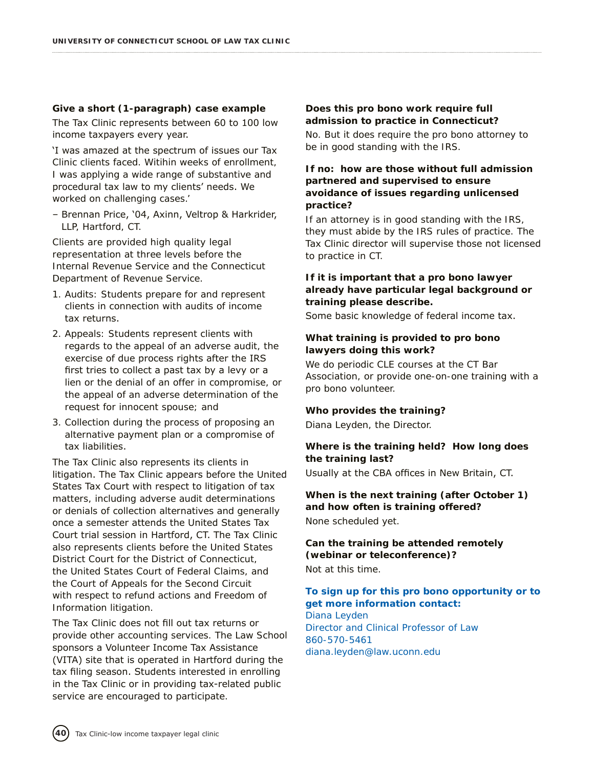### Give a short (1-paragraph) case example

The Tax Clinic represents between 60 to 100 low income taxpayers every year.

'I was amazed at the spectrum of issues our Tax Clinic clients faced. Witihin weeks of enrollment, I was applying a wide range of substantive and procedural tax law to my clients' needs. We worked on challenging cases.'

– Brennan Price, '04, Axinn, Veltrop & Harkrider, LLP, Hartford, CT.

Clients are provided high quality legal representation at three levels before the Internal Revenue Service and the Connecticut Department of Revenue Service.

1. Audits: Students prepare for and represent clients in connection with audits of income tax returns.
2. Appeals: Students represent clients with regards to the appeal of an adverse audit, the exercise of due process rights after the IRS first tries to collect a past tax by a levy or a lien or the denial of an offer in compromise, or the appeal of an adverse determination of the request for innocent spouse; and
3. Collection during the process of proposing an alternative payment plan or a compromise of tax liabilities.

The Tax Clinic also represents its clients in litigation. The Tax Clinic appears before the United States Tax Court with respect to litigation of tax matters, including adverse audit determinations or denials of collection alternatives and generally once a semester attends the United States Tax Court trial session in Hartford, CT. The Tax Clinic also represents clients before the United States District Court for the District of Connecticut, the United States Court of Federal Claims, and the Court of Appeals for the Second Circuit with respect to refund actions and Freedom of Information litigation.

The Tax Clinic does not fill out tax returns or provide other accounting services. The Law School sponsors a Volunteer Income Tax Assistance (VITA) site that is operated in Hartford during the tax filing season. Students interested in enrolling in the Tax Clinic or in providing tax-related public service are encouraged to participate.

### Does this pro bono work require full admission to practice in Connecticut?

No. But it does require the pro bono attorney to be in good standing with the IRS.

### If no: how are those without full admission partnered and supervised to ensure avoidance of issues regarding unlicensed practice?

If an attorney is in good standing with the IRS, they must abide by the IRS rules of practice. The Tax Clinic director will supervise those not licensed to practice in CT.

### If it is important that a pro bono lawyer already have particular legal background or training please describe.

Some basic knowledge of federal income tax.

### What training is provided to pro bono lawyers doing this work?

We do periodic CLE courses at the CT Bar Association, or provide one-on-one training with a pro bono volunteer.

### Who provides the training?

Diana Leyden, the Director.

### Where is the training held? How long does the training last?

Usually at the CBA offices in New Britain, CT.

### When is the next training (after October 1) and how often is training offered?

None scheduled yet.

### Can the training be attended remotely (webinar or teleconference)?

Not at this time.

### To sign up for this pro bono opportunity or to get more information contact:

Diana Leyden
Director and Clinical Professor of Law
860-570-5461
diana.leyden@law.uconn.edu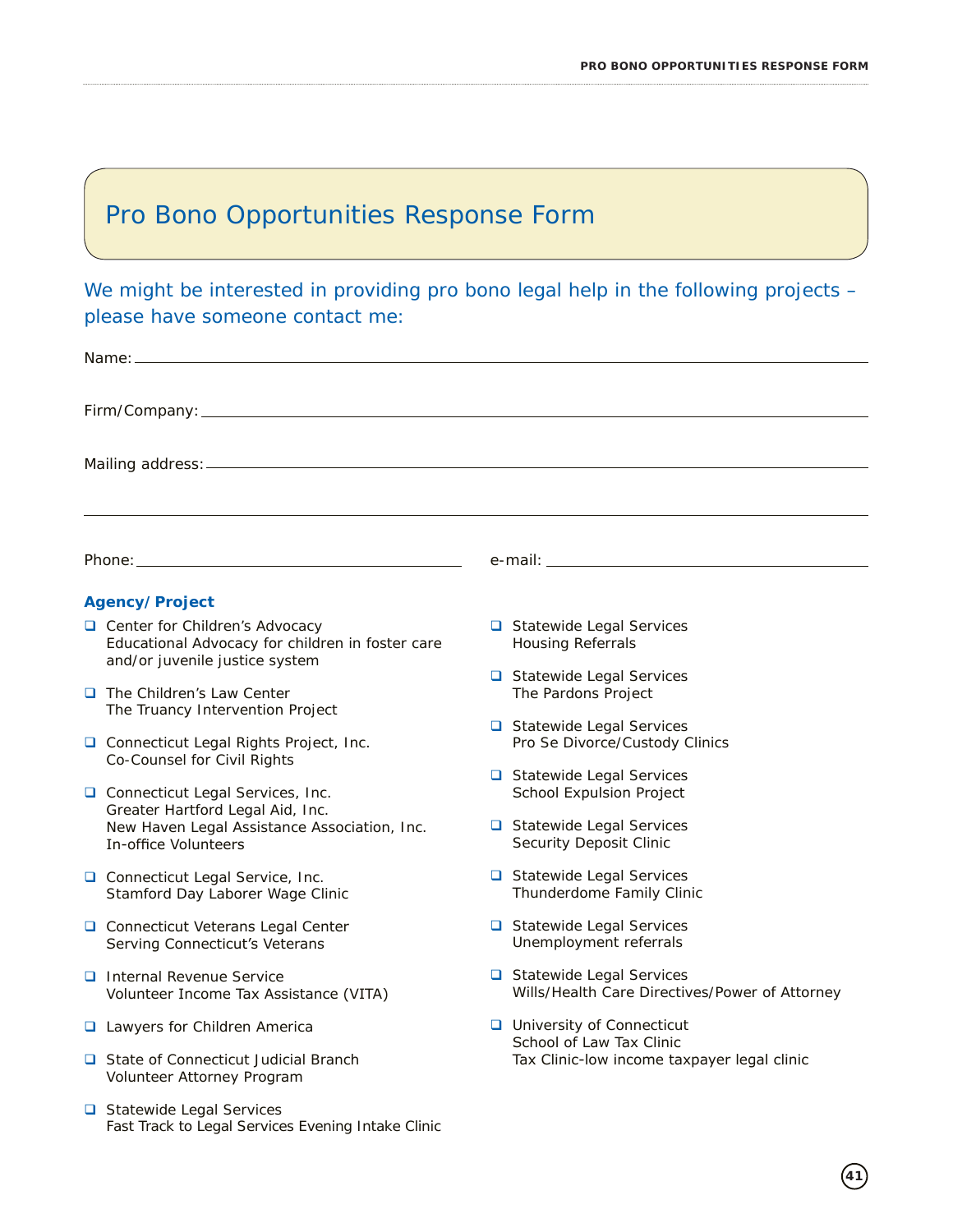# Pro Bono Opportunities Response Form

We might be interested in providing pro bono legal help in the following projects – please have someone contact me:

Name: ______________________________________________

Firm/Company: ______________________________________________

Mailing address: ______________________________________________

______________________________________________

Phone: ______________________ e-mail: ______________________

**Agency/Project**

- ❑ Center for Children's Advocacy
  Educational Advocacy for children in foster care and/or juvenile justice system
- ❑ The Children's Law Center
  The Truancy Intervention Project
- ❑ Connecticut Legal Rights Project, Inc.
  Co-Counsel for Civil Rights
- ❑ Connecticut Legal Services, Inc.
  Greater Hartford Legal Aid, Inc.
  New Haven Legal Assistance Association, Inc.
  In-office Volunteers
- ❑ Connecticut Legal Service, Inc.
  Stamford Day Laborer Wage Clinic
- ❑ Connecticut Veterans Legal Center
  Serving Connecticut's Veterans
- ❑ Internal Revenue Service
  Volunteer Income Tax Assistance (VITA)
- ❑ Lawyers for Children America
- ❑ State of Connecticut Judicial Branch
  Volunteer Attorney Program
- ❑ Statewide Legal Services
  Fast Track to Legal Services Evening Intake Clinic
- ❑ Statewide Legal Services
  Housing Referrals
- ❑ Statewide Legal Services
  The Pardons Project
- ❑ Statewide Legal Services
  Pro Se Divorce/Custody Clinics
- ❑ Statewide Legal Services
  School Expulsion Project
- ❑ Statewide Legal Services
  Security Deposit Clinic
- ❑ Statewide Legal Services
  Thunderdome Family Clinic
- ❑ Statewide Legal Services
  Unemployment referrals
- ❑ Statewide Legal Services
  Wills/Health Care Directives/Power of Attorney
- ❑ University of Connecticut
  School of Law Tax Clinic
  Tax Clinic-low income taxpayer legal clinic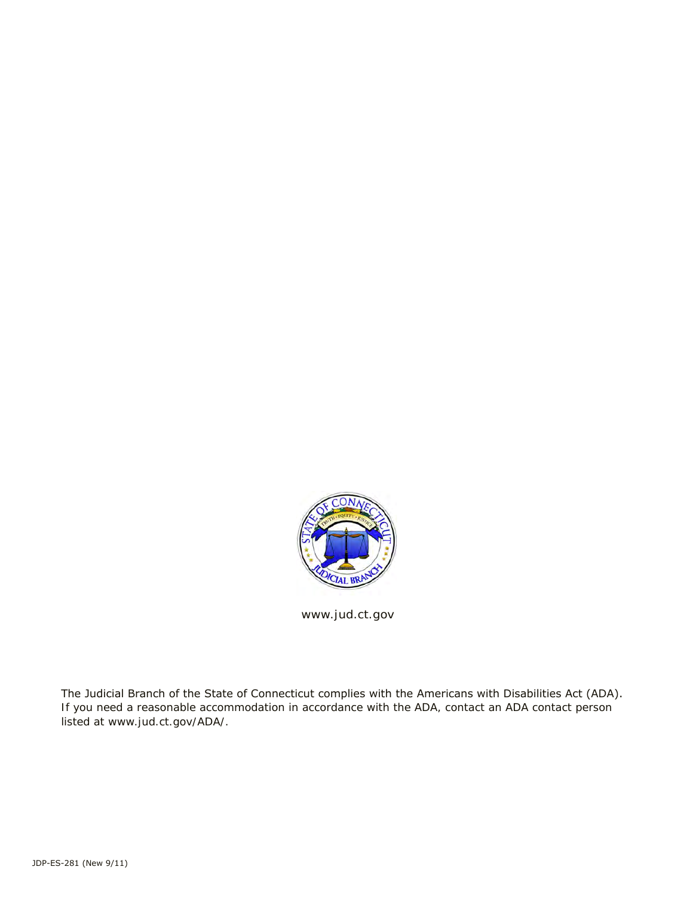www.jud.ct.gov

The Judicial Branch of the State of Connecticut complies with the Americans with Disabilities Act (ADA). If you need a reasonable accommodation in accordance with the ADA, contact an ADA contact person listed at www.jud.ct.gov/ADA/.

JDP-ES-281 (New 9/11)